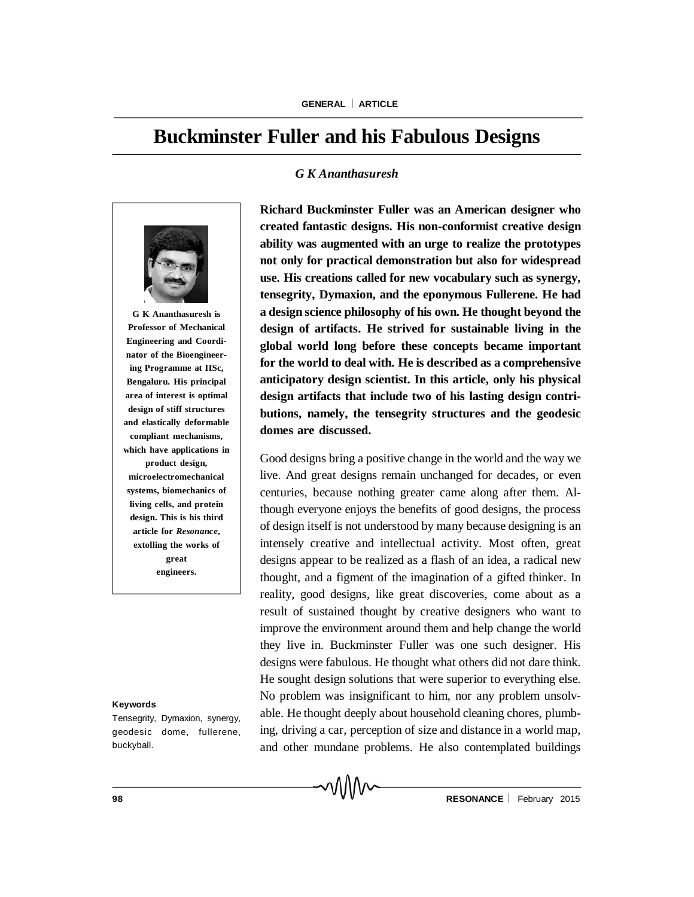# Buckminster Fuller and his Fabulous Designs

*G K Ananthasuresh*

**G K Ananthasuresh is Professor of Mechanical Engineering and Coordinator of the Bioengineering Programme at IISc, Bengaluru. His principal area of interest is optimal design of stiff structures and elastically deformable compliant mechanisms, which have applications in product design, microelectromechanical systems, biomechanics of living cells, and protein design. This is his third article for *Resonance*, extolling the works of great engineers.**

**Keywords**

Tensegrity, Dymaxion, synergy, geodesic dome, fullerene, buckyball.

**Richard Buckminster Fuller was an American designer who created fantastic designs. His non-conformist creative design ability was augmented with an urge to realize the prototypes not only for practical demonstration but also for widespread use. His creations called for new vocabulary such as synergy, tensegrity, Dymaxion, and the eponymous Fullerene. He had a design science philosophy of his own. He thought beyond the design of artifacts. He strived for sustainable living in the global world long before these concepts became important for the world to deal with. He is described as a comprehensive anticipatory design scientist. In this article, only his physical design artifacts that include two of his lasting design contributions, namely, the tensegrity structures and the geodesic domes are discussed.**

Good designs bring a positive change in the world and the way we live. And great designs remain unchanged for decades, or even centuries, because nothing greater came along after them. Although everyone enjoys the benefits of good designs, the process of design itself is not understood by many because designing is an intensely creative and intellectual activity. Most often, great designs appear to be realized as a flash of an idea, a radical new thought, and a figment of the imagination of a gifted thinker. In reality, good designs, like great discoveries, come about as a result of sustained thought by creative designers who want to improve the environment around them and help change the world they live in. Buckminster Fuller was one such designer. His designs were fabulous. He thought what others did not dare think. He sought design solutions that were superior to everything else. No problem was insignificant to him, nor any problem unsolvable. He thought deeply about household cleaning chores, plumbing, driving a car, perception of size and distance in a world map, and other mundane problems. He also contemplated buildings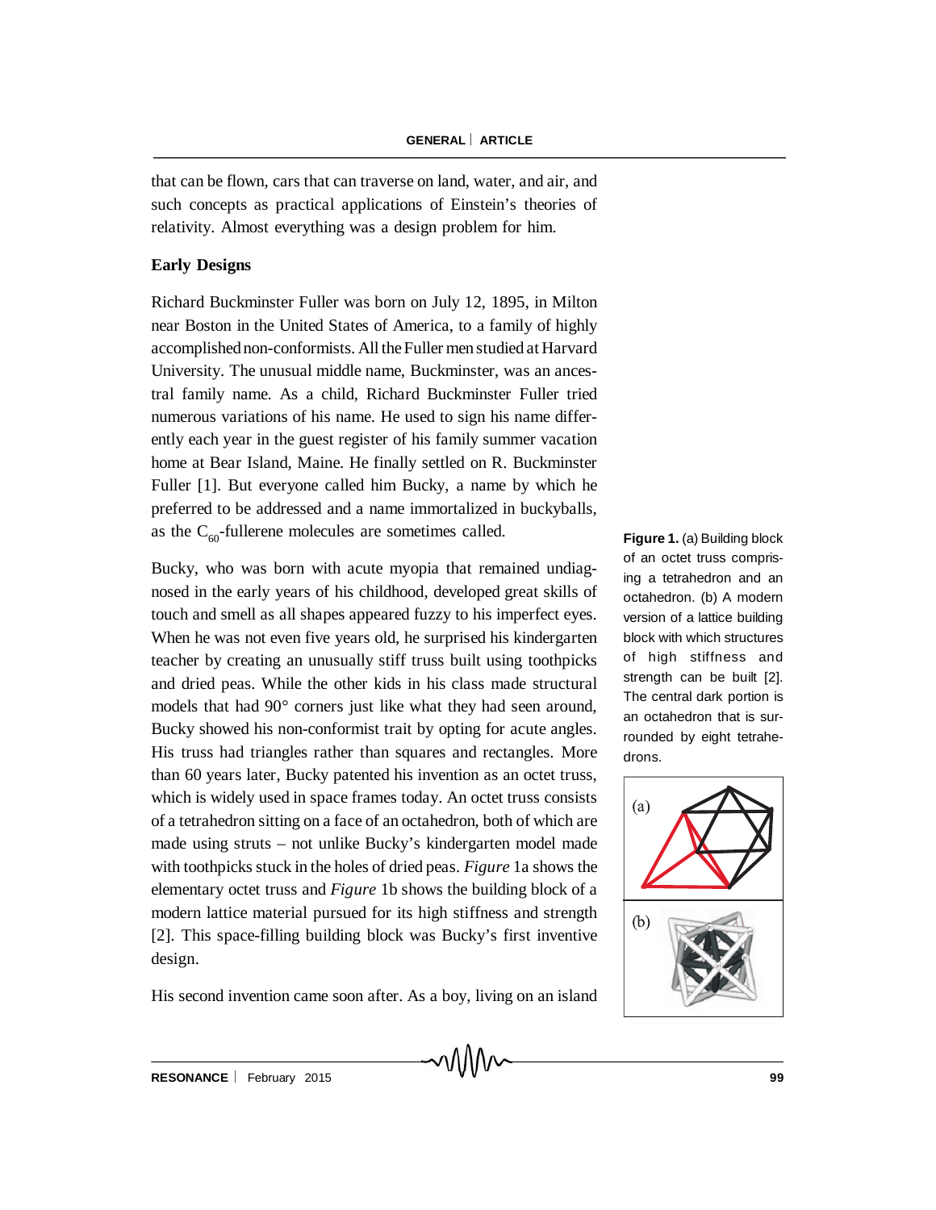that can be flown, cars that can traverse on land, water, and air, and such concepts as practical applications of Einstein's theories of relativity. Almost everything was a design problem for him.

## Early Designs

Richard Buckminster Fuller was born on July 12, 1895, in Milton near Boston in the United States of America, to a family of highly accomplished non-conformists. All the Fuller men studied at Harvard University. The unusual middle name, Buckminster, was an ancestral family name. As a child, Richard Buckminster Fuller tried numerous variations of his name. He used to sign his name differently each year in the guest register of his family summer vacation home at Bear Island, Maine. He finally settled on R. Buckminster Fuller [1]. But everyone called him Bucky, a name by which he preferred to be addressed and a name immortalized in buckyballs, as the $C_{60}$-fullerene molecules are sometimes called.

Bucky, who was born with acute myopia that remained undiagnosed in the early years of his childhood, developed great skills of touch and smell as all shapes appeared fuzzy to his imperfect eyes. When he was not even five years old, he surprised his kindergarten teacher by creating an unusually stiff truss built using toothpicks and dried peas. While the other kids in his class made structural models that had 90° corners just like what they had seen around, Bucky showed his non-conformist trait by opting for acute angles. His truss had triangles rather than squares and rectangles. More than 60 years later, Bucky patented his invention as an octet truss, which is widely used in space frames today. An octet truss consists of a tetrahedron sitting on a face of an octahedron, both of which are made using struts – not unlike Bucky's kindergarten model made with toothpicks stuck in the holes of dried peas. *Figure* 1a shows the elementary octet truss and *Figure* 1b shows the building block of a modern lattice material pursued for its high stiffness and strength [2]. This space-filling building block was Bucky's first inventive design.

**Figure 1.** (a) Building block of an octet truss comprising a tetrahedron and an octahedron. (b) A modern version of a lattice building block with which structures of high stiffness and strength can be built [2]. The central dark portion is an octahedron that is surrounded by eight tetrahedrons.

His second invention came soon after. As a boy, living on an island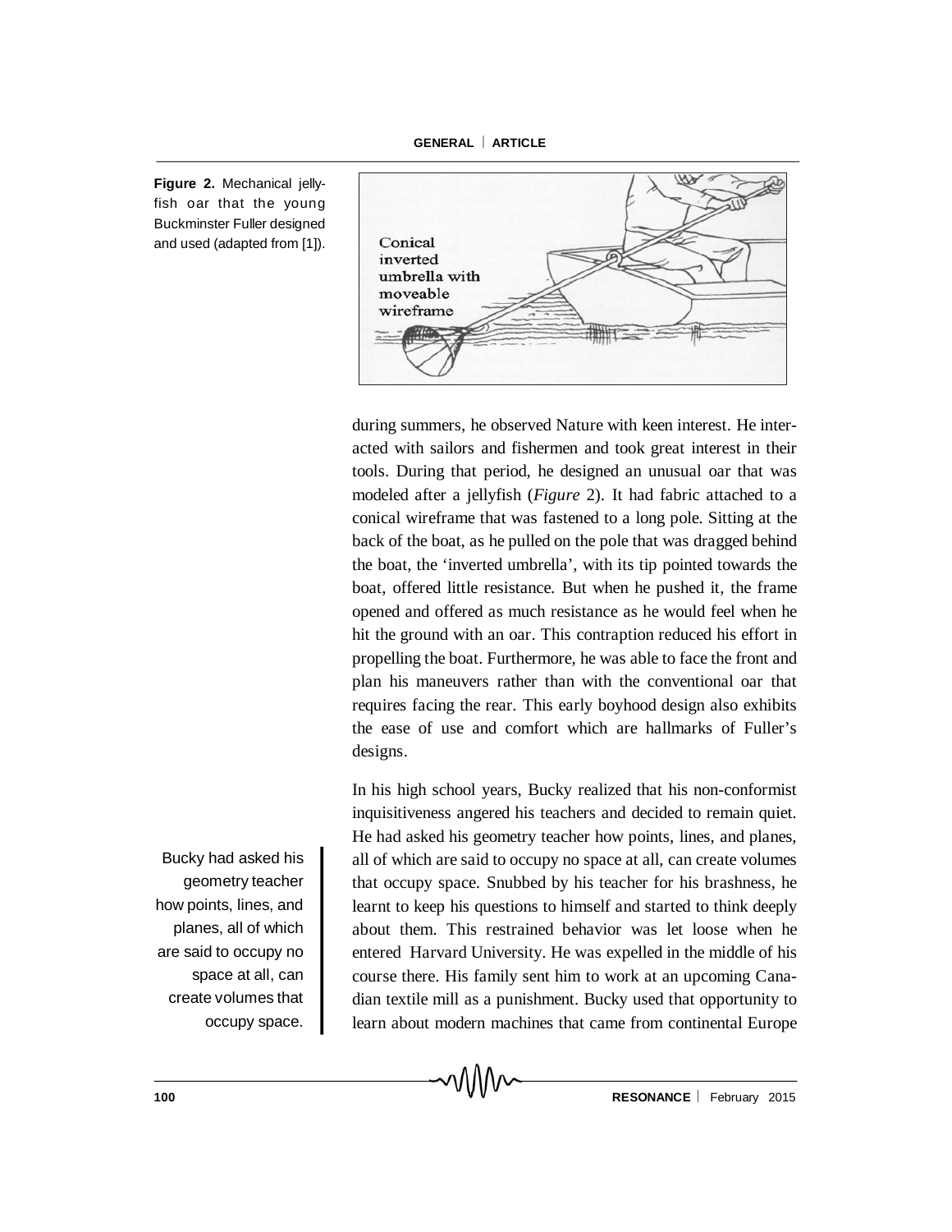**Figure 2.** Mechanical jellyfish oar that the young Buckminster Fuller designed and used (adapted from [1]).

during summers, he observed Nature with keen interest. He interacted with sailors and fishermen and took great interest in their tools. During that period, he designed an unusual oar that was modeled after a jellyfish (*Figure* 2). It had fabric attached to a conical wireframe that was fastened to a long pole. Sitting at the back of the boat, as he pulled on the pole that was dragged behind the boat, the 'inverted umbrella', with its tip pointed towards the boat, offered little resistance. But when he pushed it, the frame opened and offered as much resistance as he would feel when he hit the ground with an oar. This contraption reduced his effort in propelling the boat. Furthermore, he was able to face the front and plan his maneuvers rather than with the conventional oar that requires facing the rear. This early boyhood design also exhibits the ease of use and comfort which are hallmarks of Fuller's designs.

In his high school years, Bucky realized that his non-conformist inquisitiveness angered his teachers and decided to remain quiet. He had asked his geometry teacher how points, lines, and planes, all of which are said to occupy no space at all, can create volumes that occupy space. Snubbed by his teacher for his brashness, he learnt to keep his questions to himself and started to think deeply about them. This restrained behavior was let loose when he entered Harvard University. He was expelled in the middle of his course there. His family sent him to work at an upcoming Canadian textile mill as a punishment. Bucky used that opportunity to learn about modern machines that came from continental Europe

> Bucky had asked his geometry teacher how points, lines, and planes, all of which are said to occupy no space at all, can create volumes that occupy space.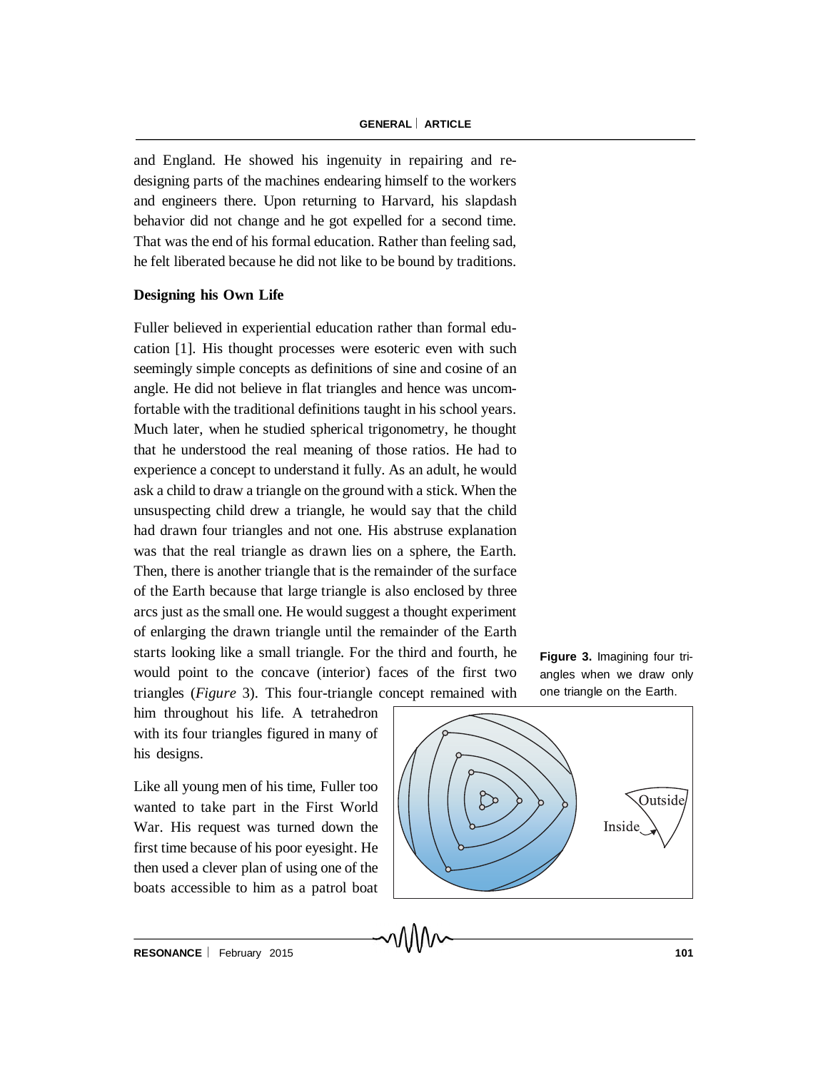and England. He showed his ingenuity in repairing and redesigning parts of the machines endearing himself to the workers and engineers there. Upon returning to Harvard, his slapdash behavior did not change and he got expelled for a second time. That was the end of his formal education. Rather than feeling sad, he felt liberated because he did not like to be bound by traditions.

**Designing his Own Life**

Fuller believed in experiential education rather than formal education [1]. His thought processes were esoteric even with such seemingly simple concepts as definitions of sine and cosine of an angle. He did not believe in flat triangles and hence was uncomfortable with the traditional definitions taught in his school years. Much later, when he studied spherical trigonometry, he thought that he understood the real meaning of those ratios. He had to experience a concept to understand it fully. As an adult, he would ask a child to draw a triangle on the ground with a stick. When the unsuspecting child drew a triangle, he would say that the child had drawn four triangles and not one. His abstruse explanation was that the real triangle as drawn lies on a sphere, the Earth. Then, there is another triangle that is the remainder of the surface of the Earth because that large triangle is also enclosed by three arcs just as the small one. He would suggest a thought experiment of enlarging the drawn triangle until the remainder of the Earth starts looking like a small triangle. For the third and fourth, he would point to the concave (interior) faces of the first two triangles (*Figure* 3). This four-triangle concept remained with him throughout his life. A tetrahedron with its four triangles figured in many of his designs.

**Figure 3.** Imagining four triangles when we draw only one triangle on the Earth.

Like all young men of his time, Fuller too wanted to take part in the First World War. His request was turned down the first time because of his poor eyesight. He then used a clever plan of using one of the boats accessible to him as a patrol boat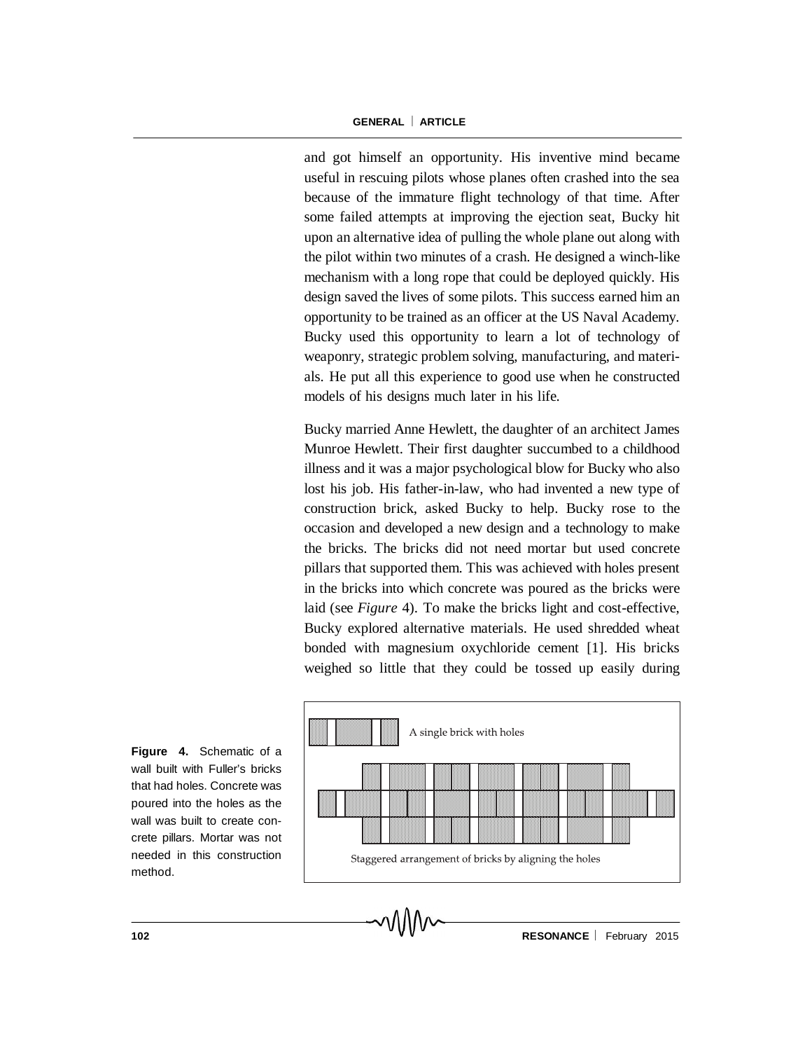and got himself an opportunity. His inventive mind became useful in rescuing pilots whose planes often crashed into the sea because of the immature flight technology of that time. After some failed attempts at improving the ejection seat, Bucky hit upon an alternative idea of pulling the whole plane out along with the pilot within two minutes of a crash. He designed a winch-like mechanism with a long rope that could be deployed quickly. His design saved the lives of some pilots. This success earned him an opportunity to be trained as an officer at the US Naval Academy. Bucky used this opportunity to learn a lot of technology of weaponry, strategic problem solving, manufacturing, and materials. He put all this experience to good use when he constructed models of his designs much later in his life.

Bucky married Anne Hewlett, the daughter of an architect James Munroe Hewlett. Their first daughter succumbed to a childhood illness and it was a major psychological blow for Bucky who also lost his job. His father-in-law, who had invented a new type of construction brick, asked Bucky to help. Bucky rose to the occasion and developed a new design and a technology to make the bricks. The bricks did not need mortar but used concrete pillars that supported them. This was achieved with holes present in the bricks into which concrete was poured as the bricks were laid (see *Figure* 4). To make the bricks light and cost-effective, Bucky explored alternative materials. He used shredded wheat bonded with magnesium oxychloride cement [1]. His bricks weighed so little that they could be tossed up easily during

A single brick with holes

Staggered arrangement of bricks by aligning the holes

**Figure 4.** Schematic of a wall built with Fuller's bricks that had holes. Concrete was poured into the holes as the wall was built to create concrete pillars. Mortar was not needed in this construction method.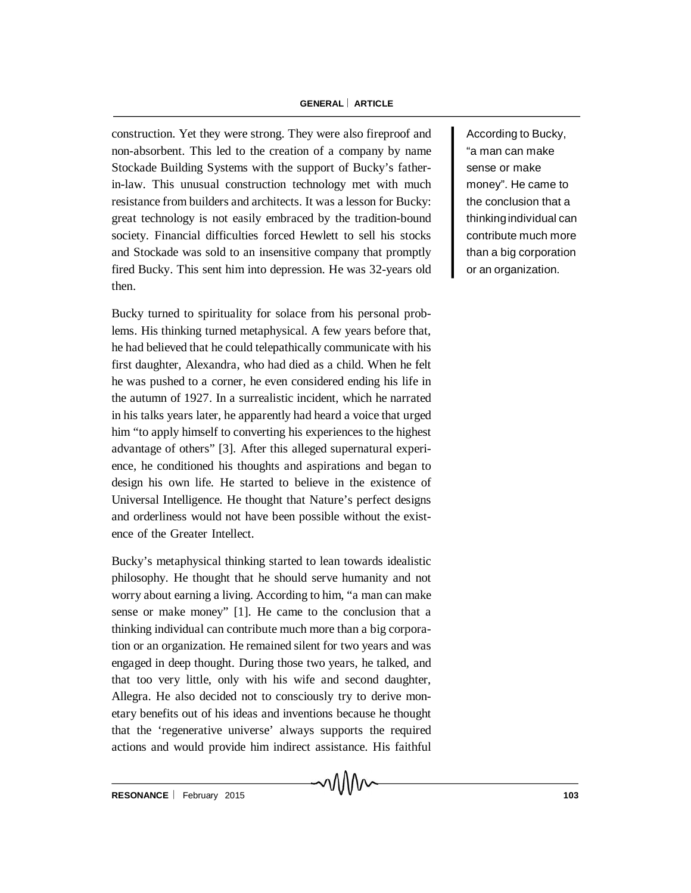construction. Yet they were strong. They were also fireproof and non-absorbent. This led to the creation of a company by name Stockade Building Systems with the support of Bucky's father-in-law. This unusual construction technology met with much resistance from builders and architects. It was a lesson for Bucky: great technology is not easily embraced by the tradition-bound society. Financial difficulties forced Hewlett to sell his stocks and Stockade was sold to an insensitive company that promptly fired Bucky. This sent him into depression. He was 32-years old then.

Bucky turned to spirituality for solace from his personal problems. His thinking turned metaphysical. A few years before that, he had believed that he could telepathically communicate with his first daughter, Alexandra, who had died as a child. When he felt he was pushed to a corner, he even considered ending his life in the autumn of 1927. In a surrealistic incident, which he narrated in his talks years later, he apparently had heard a voice that urged him "to apply himself to converting his experiences to the highest advantage of others" [3]. After this alleged supernatural experience, he conditioned his thoughts and aspirations and began to design his own life. He started to believe in the existence of Universal Intelligence. He thought that Nature's perfect designs and orderliness would not have been possible without the existence of the Greater Intellect.

> According to Bucky, "a man can make sense or make money". He came to the conclusion that a thinking individual can contribute much more than a big corporation or an organization.

Bucky's metaphysical thinking started to lean towards idealistic philosophy. He thought that he should serve humanity and not worry about earning a living. According to him, "a man can make sense or make money" [1]. He came to the conclusion that a thinking individual can contribute much more than a big corporation or an organization. He remained silent for two years and was engaged in deep thought. During those two years, he talked, and that too very little, only with his wife and second daughter, Allegra. He also decided not to consciously try to derive monetary benefits out of his ideas and inventions because he thought that the 'regenerative universe' always supports the required actions and would provide him indirect assistance. His faithful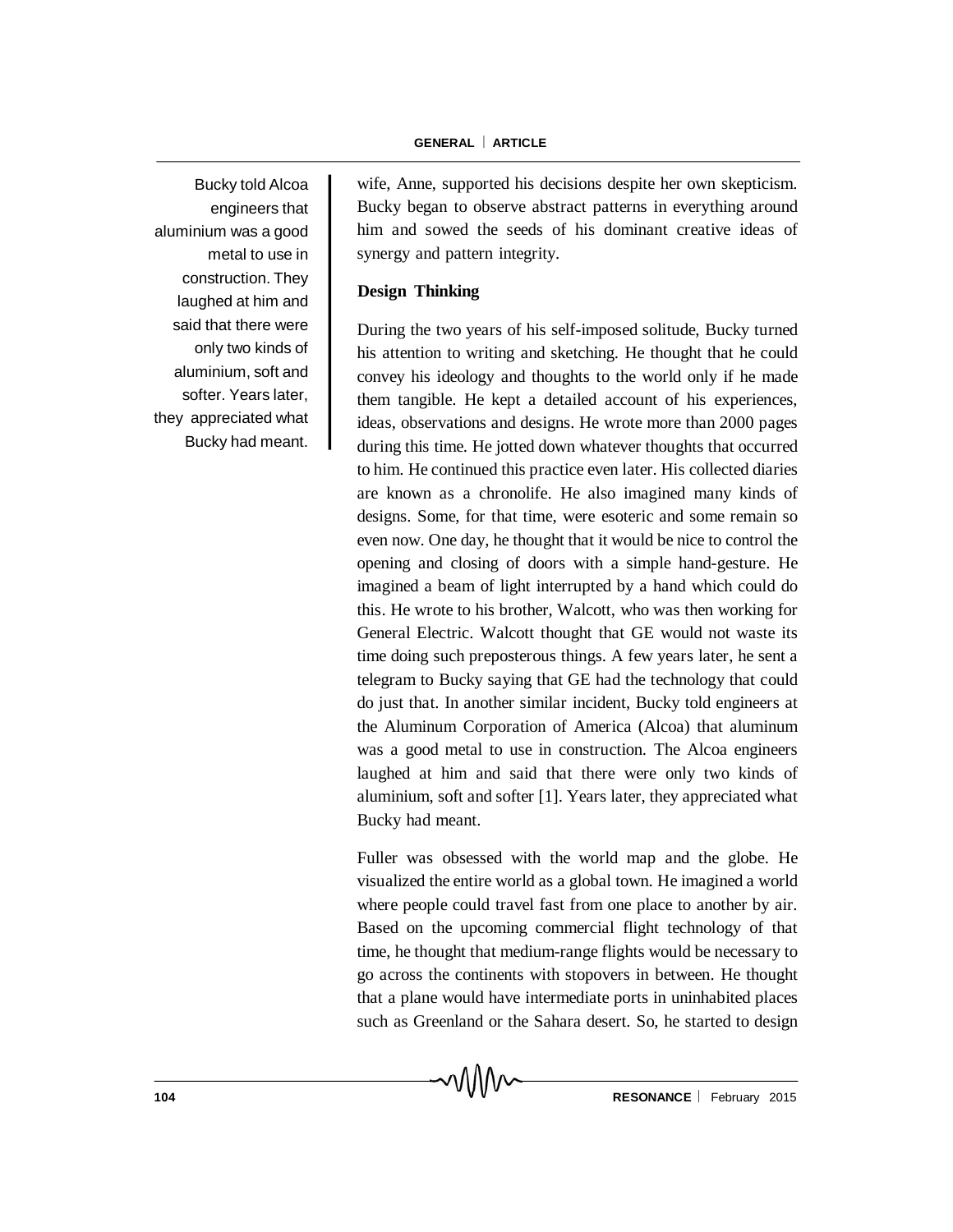Bucky told Alcoa engineers that aluminium was a good metal to use in construction. They laughed at him and said that there were only two kinds of aluminium, soft and softer. Years later, they appreciated what Bucky had meant.

wife, Anne, supported his decisions despite her own skepticism. Bucky began to observe abstract patterns in everything around him and sowed the seeds of his dominant creative ideas of synergy and pattern integrity.

**Design Thinking**

During the two years of his self-imposed solitude, Bucky turned his attention to writing and sketching. He thought that he could convey his ideology and thoughts to the world only if he made them tangible. He kept a detailed account of his experiences, ideas, observations and designs. He wrote more than 2000 pages during this time. He jotted down whatever thoughts that occurred to him. He continued this practice even later. His collected diaries are known as a chronolife. He also imagined many kinds of designs. Some, for that time, were esoteric and some remain so even now. One day, he thought that it would be nice to control the opening and closing of doors with a simple hand-gesture. He imagined a beam of light interrupted by a hand which could do this. He wrote to his brother, Walcott, who was then working for General Electric. Walcott thought that GE would not waste its time doing such preposterous things. A few years later, he sent a telegram to Bucky saying that GE had the technology that could do just that. In another similar incident, Bucky told engineers at the Aluminum Corporation of America (Alcoa) that aluminum was a good metal to use in construction. The Alcoa engineers laughed at him and said that there were only two kinds of aluminium, soft and softer [1]. Years later, they appreciated what Bucky had meant.

Fuller was obsessed with the world map and the globe. He visualized the entire world as a global town. He imagined a world where people could travel fast from one place to another by air. Based on the upcoming commercial flight technology of that time, he thought that medium-range flights would be necessary to go across the continents with stopovers in between. He thought that a plane would have intermediate ports in uninhabited places such as Greenland or the Sahara desert. So, he started to design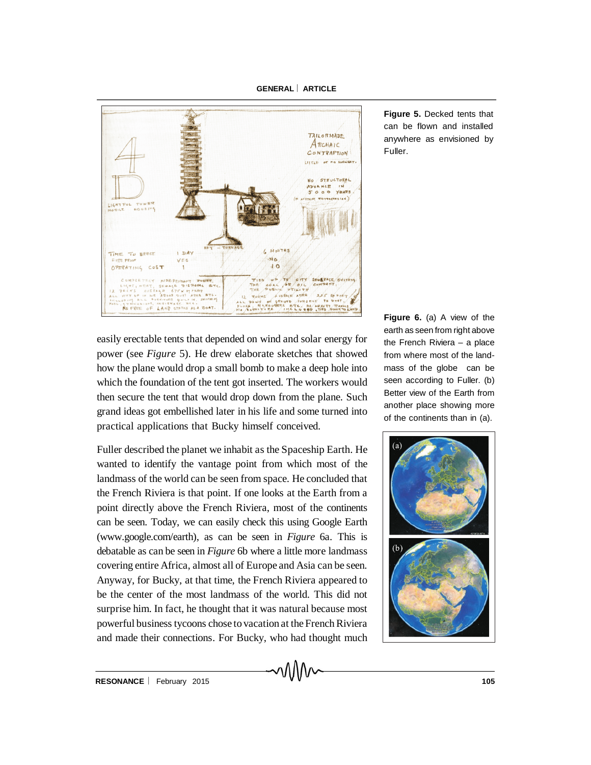**Figure 5.** Decked tents that can be flown and installed anywhere as envisioned by Fuller.

easily erectable tents that depended on wind and solar energy for power (see *Figure* 5). He drew elaborate sketches that showed how the plane would drop a small bomb to make a deep hole into which the foundation of the tent got inserted. The workers would then secure the tent that would drop down from the plane. Such grand ideas got embellished later in his life and some turned into practical applications that Bucky himself conceived.

**Figure 6.** (a) A view of the earth as seen from right above the French Riviera – a place from where most of the landmass of the globe can be seen according to Fuller. (b) Better view of the Earth from another place showing more of the continents than in (a).

Fuller described the planet we inhabit as the Spaceship Earth. He wanted to identify the vantage point from which most of the landmass of the world can be seen from space. He concluded that the French Riviera is that point. If one looks at the Earth from a point directly above the French Riviera, most of the continents can be seen. Today, we can easily check this using Google Earth (www.google.com/earth), as can be seen in *Figure* 6a. This is debatable as can be seen in *Figure* 6b where a little more landmass covering entire Africa, almost all of Europe and Asia can be seen. Anyway, for Bucky, at that time, the French Riviera appeared to be the center of the most landmass of the world. This did not surprise him. In fact, he thought that it was natural because most powerful business tycoons chose to vacation at the French Riviera and made their connections. For Bucky, who had thought much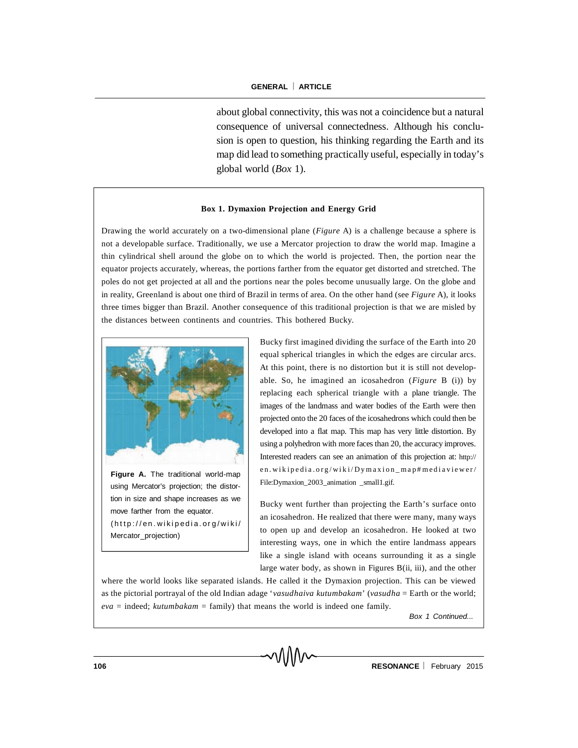about global connectivity, this was not a coincidence but a natural consequence of universal connectedness. Although his conclusion is open to question, his thinking regarding the Earth and its map did lead to something practically useful, especially in today's global world (*Box* 1).

**Box 1. Dymaxion Projection and Energy Grid**

Drawing the world accurately on a two-dimensional plane (*Figure* A) is a challenge because a sphere is not a developable surface. Traditionally, we use a Mercator projection to draw the world map. Imagine a thin cylindrical shell around the globe on to which the world is projected. Then, the portion near the equator projects accurately, whereas, the portions farther from the equator get distorted and stretched. The poles do not get projected at all and the portions near the poles become unusually large. On the globe and in reality, Greenland is about one third of Brazil in terms of area. On the other hand (see *Figure* A), it looks three times bigger than Brazil. Another consequence of this traditional projection is that we are misled by the distances between continents and countries. This bothered Bucky.

**Figure A.** The traditional world-map using Mercator's projection; the distortion in size and shape increases as we move farther from the equator. (http://en.wikipedia.org/wiki/Mercator_projection)

Bucky first imagined dividing the surface of the Earth into 20 equal spherical triangles in which the edges are circular arcs. At this point, there is no distortion but it is still not developable. So, he imagined an icosahedron (*Figure* B (i)) by replacing each spherical triangle with a plane triangle. The images of the landmass and water bodies of the Earth were then projected onto the 20 faces of the icosahedrons which could then be developed into a flat map. This map has very little distortion. By using a polyhedron with more faces than 20, the accuracy improves. Interested readers can see an animation of this projection at: http://en.wikipedia.org/wiki/Dymaxion_map#mediaviewer/File:Dymaxion_2003_animation _small1.gif.

Bucky went further than projecting the Earth's surface onto an icosahedron. He realized that there were many, many ways to open up and develop an icosahedron. He looked at two interesting ways, one in which the entire landmass appears like a single island with oceans surrounding it as a single large water body, as shown in Figures B(ii, iii), and the other where the world looks like separated islands. He called it the Dymaxion projection. This can be viewed as the pictorial portrayal of the old Indian adage '*vasudhaiva kutumbakam*' (*vasudha* = Earth or the world; *eva* = indeed; *kutumbakam* = family) that means the world is indeed one family.

*Box 1 Continued...*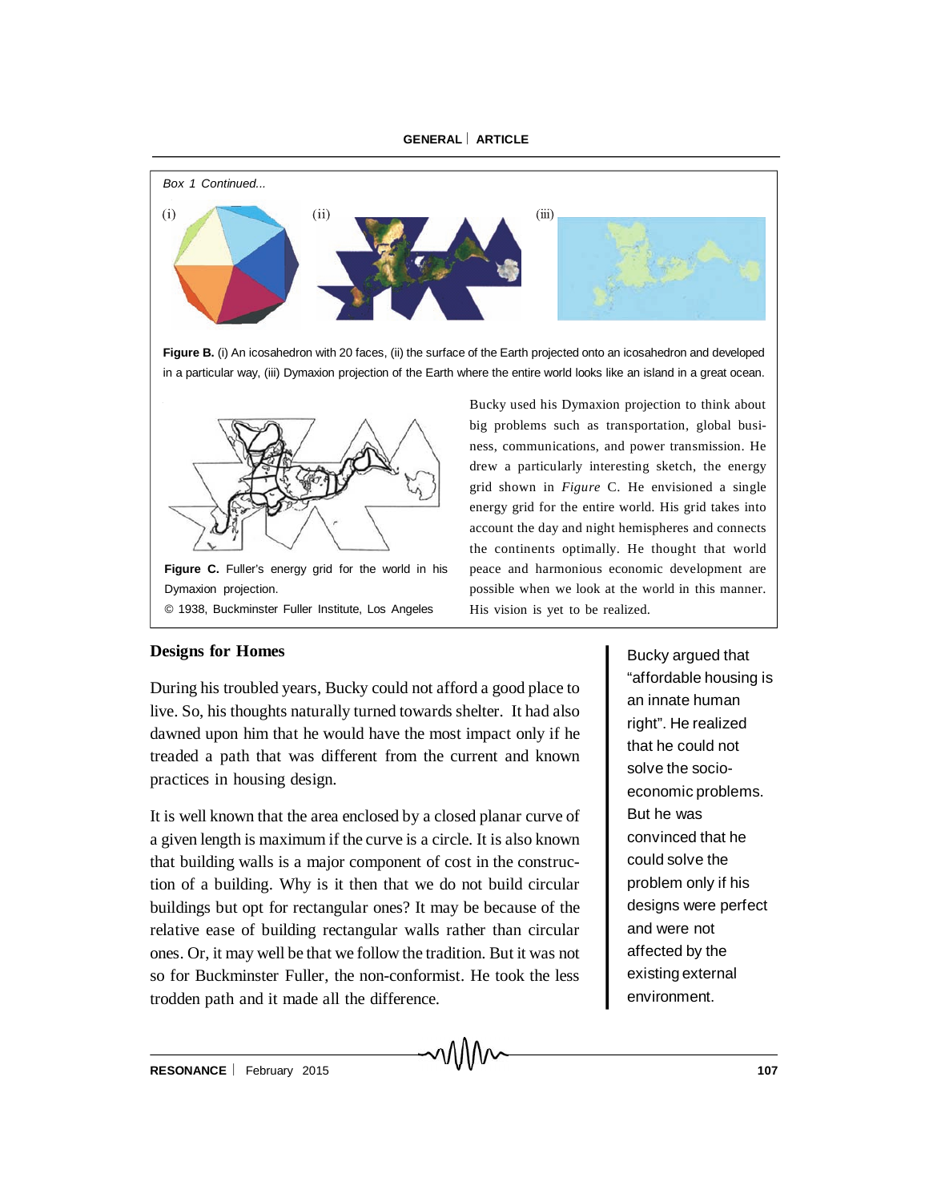*Box 1 Continued...*

(i) (ii) (iii)

**Figure B.** (i) An icosahedron with 20 faces, (ii) the surface of the Earth projected onto an icosahedron and developed in a particular way, (iii) Dymaxion projection of the Earth where the entire world looks like an island in a great ocean.

**Figure C.** Fuller's energy grid for the world in his Dymaxion projection.
© 1938, Buckminster Fuller Institute, Los Angeles

Bucky used his Dymaxion projection to think about big problems such as transportation, global business, communications, and power transmission. He drew a particularly interesting sketch, the energy grid shown in *Figure* C. He envisioned a single energy grid for the entire world. His grid takes into account the day and night hemispheres and connects the continents optimally. He thought that world peace and harmonious economic development are possible when we look at the world in this manner. His vision is yet to be realized.

## Designs for Homes

During his troubled years, Bucky could not afford a good place to live. So, his thoughts naturally turned towards shelter. It had also dawned upon him that he would have the most impact only if he treaded a path that was different from the current and known practices in housing design.

It is well known that the area enclosed by a closed planar curve of a given length is maximum if the curve is a circle. It is also known that building walls is a major component of cost in the construction of a building. Why is it then that we do not build circular buildings but opt for rectangular ones? It may be because of the relative ease of building rectangular walls rather than circular ones. Or, it may well be that we follow the tradition. But it was not so for Buckminster Fuller, the non-conformist. He took the less trodden path and it made all the difference.

Bucky argued that "affordable housing is an innate human right". He realized that he could not solve the socio-economic problems. But he was convinced that he could solve the problem only if his designs were perfect and were not affected by the existing external environment.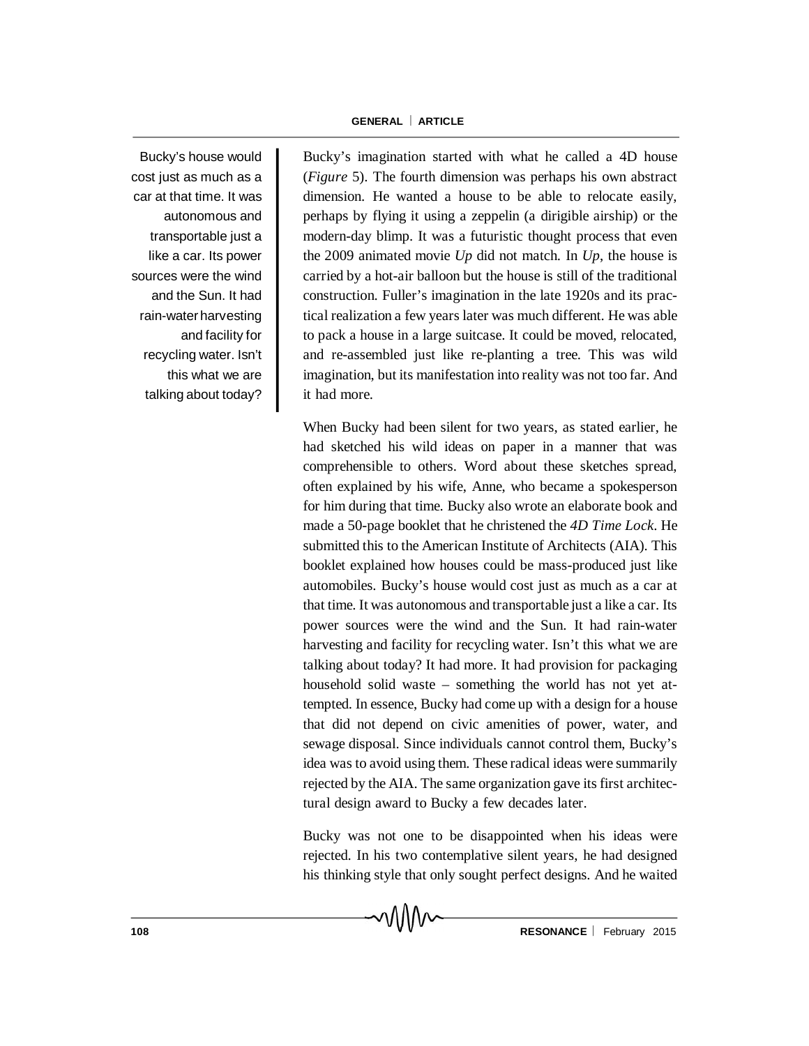> Bucky's house would cost just as much as a car at that time. It was autonomous and transportable just a like a car. Its power sources were the wind and the Sun. It had rain-water harvesting and facility for recycling water. Isn't this what we are talking about today?

Bucky's imagination started with what he called a 4D house (*Figure* 5). The fourth dimension was perhaps his own abstract dimension. He wanted a house to be able to relocate easily, perhaps by flying it using a zeppelin (a dirigible airship) or the modern-day blimp. It was a futuristic thought process that even the 2009 animated movie *Up* did not match. In *Up*, the house is carried by a hot-air balloon but the house is still of the traditional construction. Fuller's imagination in the late 1920s and its practical realization a few years later was much different. He was able to pack a house in a large suitcase. It could be moved, relocated, and re-assembled just like re-planting a tree. This was wild imagination, but its manifestation into reality was not too far. And it had more.

When Bucky had been silent for two years, as stated earlier, he had sketched his wild ideas on paper in a manner that was comprehensible to others. Word about these sketches spread, often explained by his wife, Anne, who became a spokesperson for him during that time. Bucky also wrote an elaborate book and made a 50-page booklet that he christened the *4D Time Lock*. He submitted this to the American Institute of Architects (AIA). This booklet explained how houses could be mass-produced just like automobiles. Bucky's house would cost just as much as a car at that time. It was autonomous and transportable just a like a car. Its power sources were the wind and the Sun. It had rain-water harvesting and facility for recycling water. Isn't this what we are talking about today? It had more. It had provision for packaging household solid waste – something the world has not yet attempted. In essence, Bucky had come up with a design for a house that did not depend on civic amenities of power, water, and sewage disposal. Since individuals cannot control them, Bucky's idea was to avoid using them. These radical ideas were summarily rejected by the AIA. The same organization gave its first architectural design award to Bucky a few decades later.

Bucky was not one to be disappointed when his ideas were rejected. In his two contemplative silent years, he had designed his thinking style that only sought perfect designs. And he waited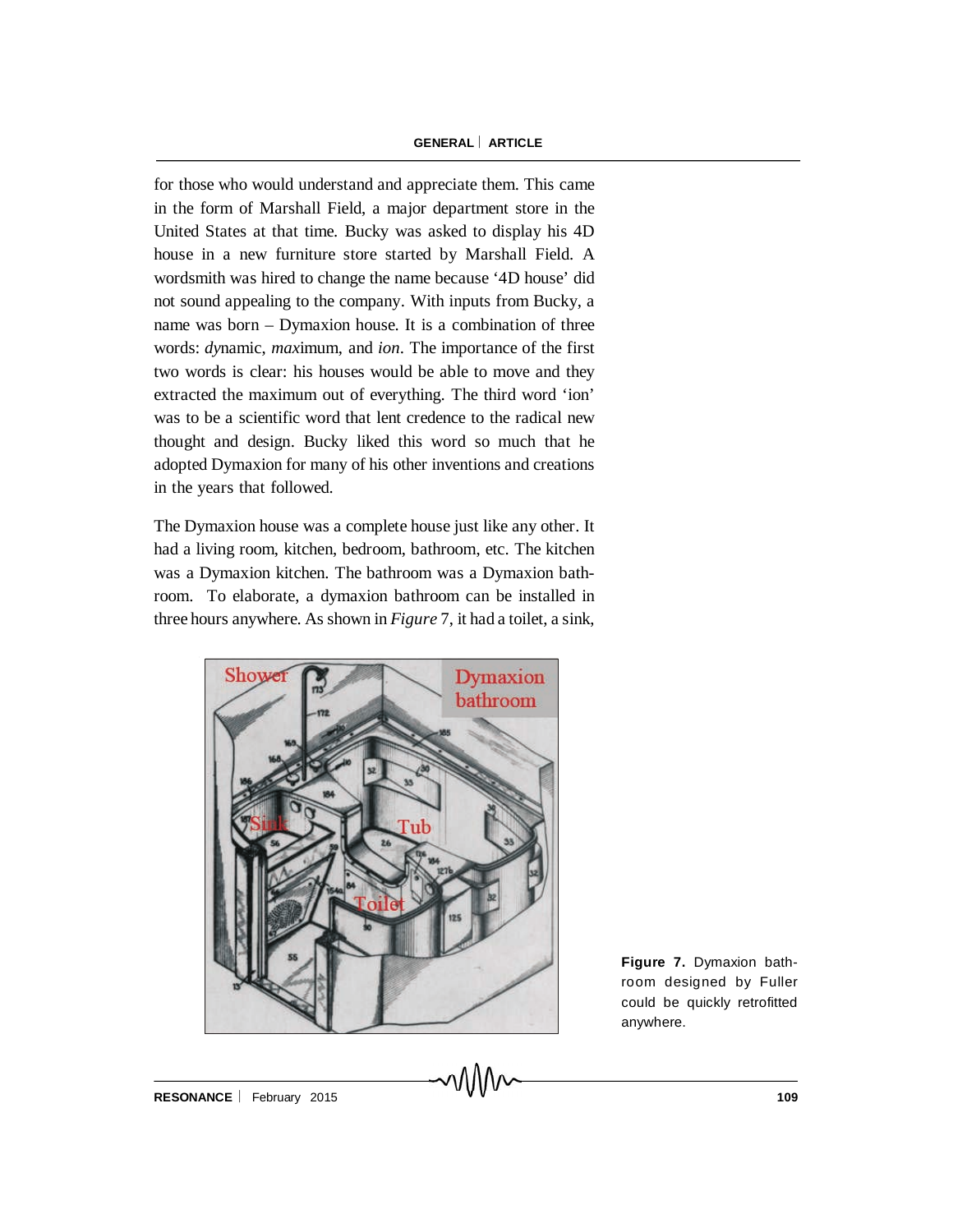for those who would understand and appreciate them. This came in the form of Marshall Field, a major department store in the United States at that time. Bucky was asked to display his 4D house in a new furniture store started by Marshall Field. A wordsmith was hired to change the name because '4D house' did not sound appealing to the company. With inputs from Bucky, a name was born – Dymaxion house. It is a combination of three words: *dy*namic, *max*imum, and *ion*. The importance of the first two words is clear: his houses would be able to move and they extracted the maximum out of everything. The third word 'ion' was to be a scientific word that lent credence to the radical new thought and design. Bucky liked this word so much that he adopted Dymaxion for many of his other inventions and creations in the years that followed.

The Dymaxion house was a complete house just like any other. It had a living room, kitchen, bedroom, bathroom, etc. The kitchen was a Dymaxion kitchen. The bathroom was a Dymaxion bathroom. To elaborate, a dymaxion bathroom can be installed in three hours anywhere. As shown in *Figure* 7, it had a toilet, a sink,

**Figure 7.** Dymaxion bathroom designed by Fuller could be quickly retrofitted anywhere.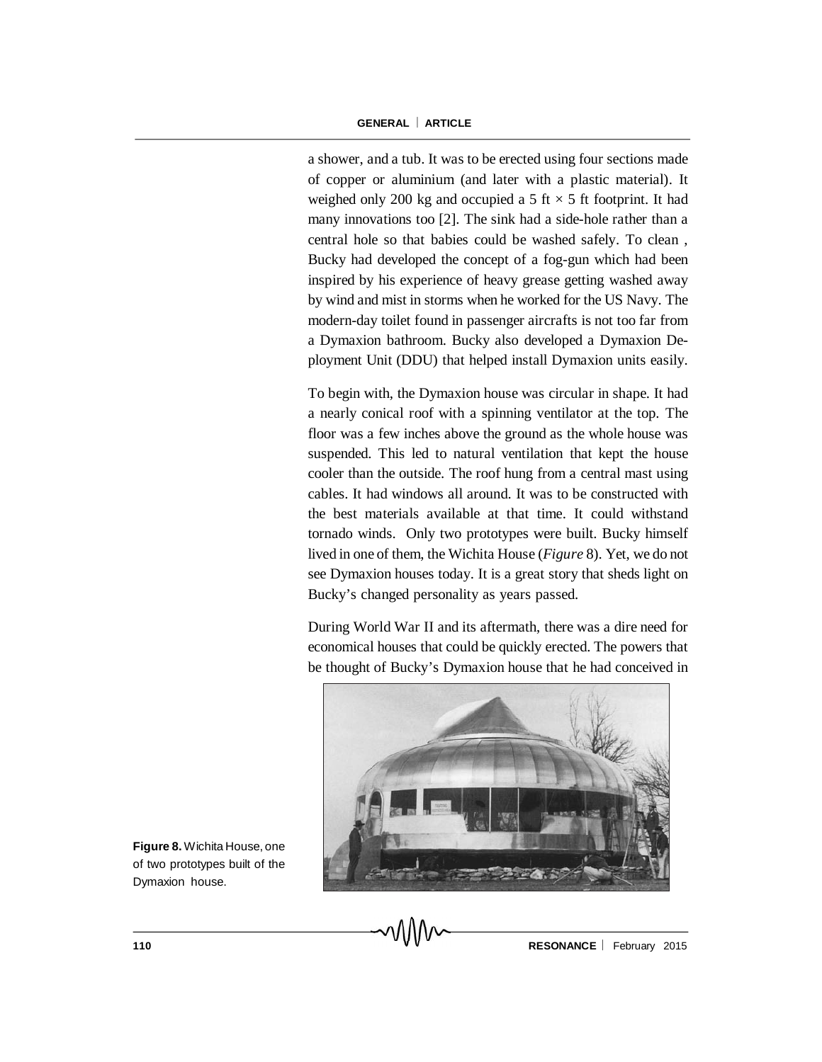a shower, and a tub. It was to be erected using four sections made of copper or aluminium (and later with a plastic material). It weighed only 200 kg and occupied a 5 ft × 5 ft footprint. It had many innovations too [2]. The sink had a side-hole rather than a central hole so that babies could be washed safely. To clean , Bucky had developed the concept of a fog-gun which had been inspired by his experience of heavy grease getting washed away by wind and mist in storms when he worked for the US Navy. The modern-day toilet found in passenger aircrafts is not too far from a Dymaxion bathroom. Bucky also developed a Dymaxion Deployment Unit (DDU) that helped install Dymaxion units easily.

To begin with, the Dymaxion house was circular in shape. It had a nearly conical roof with a spinning ventilator at the top. The floor was a few inches above the ground as the whole house was suspended. This led to natural ventilation that kept the house cooler than the outside. The roof hung from a central mast using cables. It had windows all around. It was to be constructed with the best materials available at that time. It could withstand tornado winds. Only two prototypes were built. Bucky himself lived in one of them, the Wichita House (*Figure* 8). Yet, we do not see Dymaxion houses today. It is a great story that sheds light on Bucky's changed personality as years passed.

During World War II and its aftermath, there was a dire need for economical houses that could be quickly erected. The powers that be thought of Bucky's Dymaxion house that he had conceived in

**Figure 8.** Wichita House, one of two prototypes built of the Dymaxion house.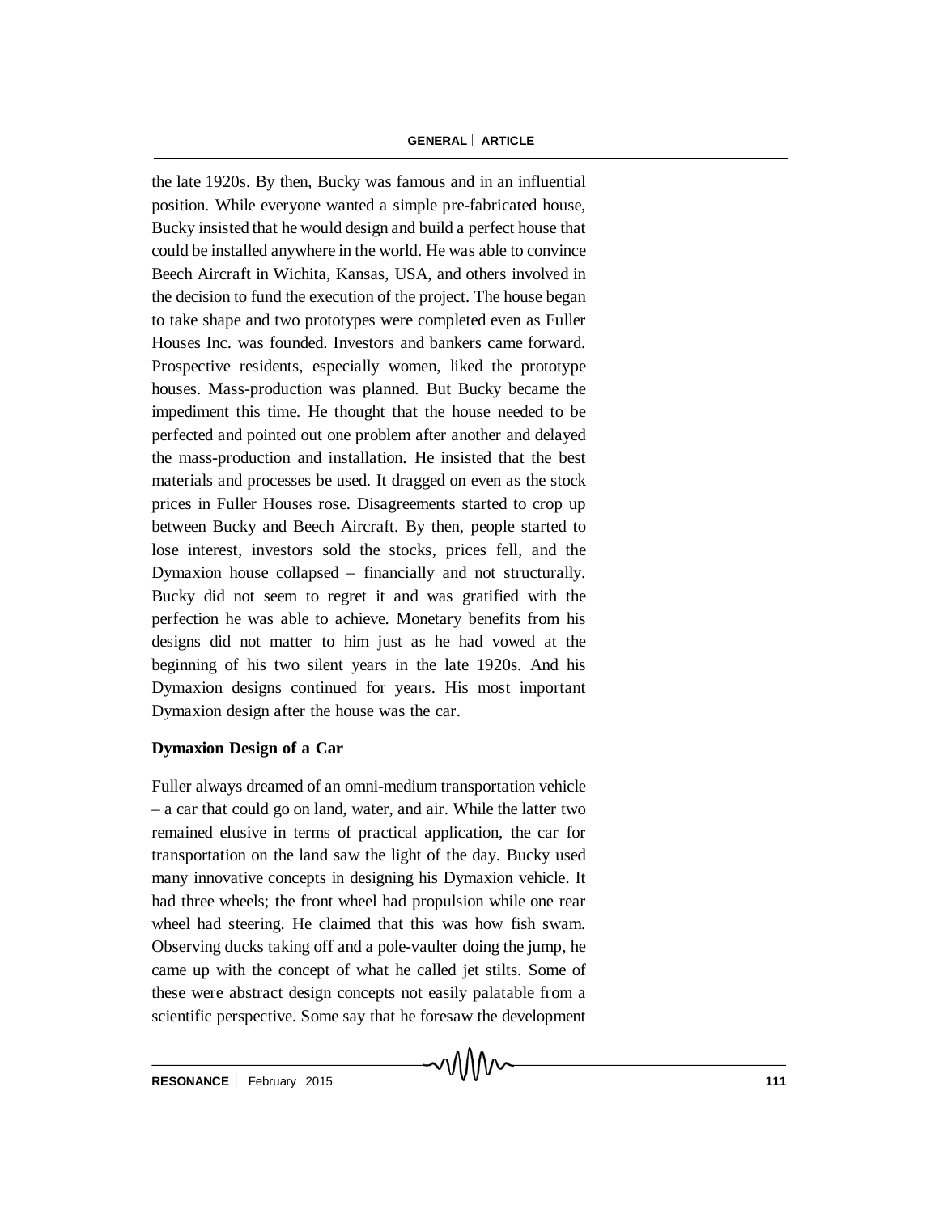the late 1920s. By then, Bucky was famous and in an influential position. While everyone wanted a simple pre-fabricated house, Bucky insisted that he would design and build a perfect house that could be installed anywhere in the world. He was able to convince Beech Aircraft in Wichita, Kansas, USA, and others involved in the decision to fund the execution of the project. The house began to take shape and two prototypes were completed even as Fuller Houses Inc. was founded. Investors and bankers came forward. Prospective residents, especially women, liked the prototype houses. Mass-production was planned. But Bucky became the impediment this time. He thought that the house needed to be perfected and pointed out one problem after another and delayed the mass-production and installation. He insisted that the best materials and processes be used. It dragged on even as the stock prices in Fuller Houses rose. Disagreements started to crop up between Bucky and Beech Aircraft. By then, people started to lose interest, investors sold the stocks, prices fell, and the Dymaxion house collapsed – financially and not structurally. Bucky did not seem to regret it and was gratified with the perfection he was able to achieve. Monetary benefits from his designs did not matter to him just as he had vowed at the beginning of his two silent years in the late 1920s. And his Dymaxion designs continued for years. His most important Dymaxion design after the house was the car.

**Dymaxion Design of a Car**

Fuller always dreamed of an omni-medium transportation vehicle – a car that could go on land, water, and air. While the latter two remained elusive in terms of practical application, the car for transportation on the land saw the light of the day. Bucky used many innovative concepts in designing his Dymaxion vehicle. It had three wheels; the front wheel had propulsion while one rear wheel had steering. He claimed that this was how fish swam. Observing ducks taking off and a pole-vaulter doing the jump, he came up with the concept of what he called jet stilts. Some of these were abstract design concepts not easily palatable from a scientific perspective. Some say that he foresaw the development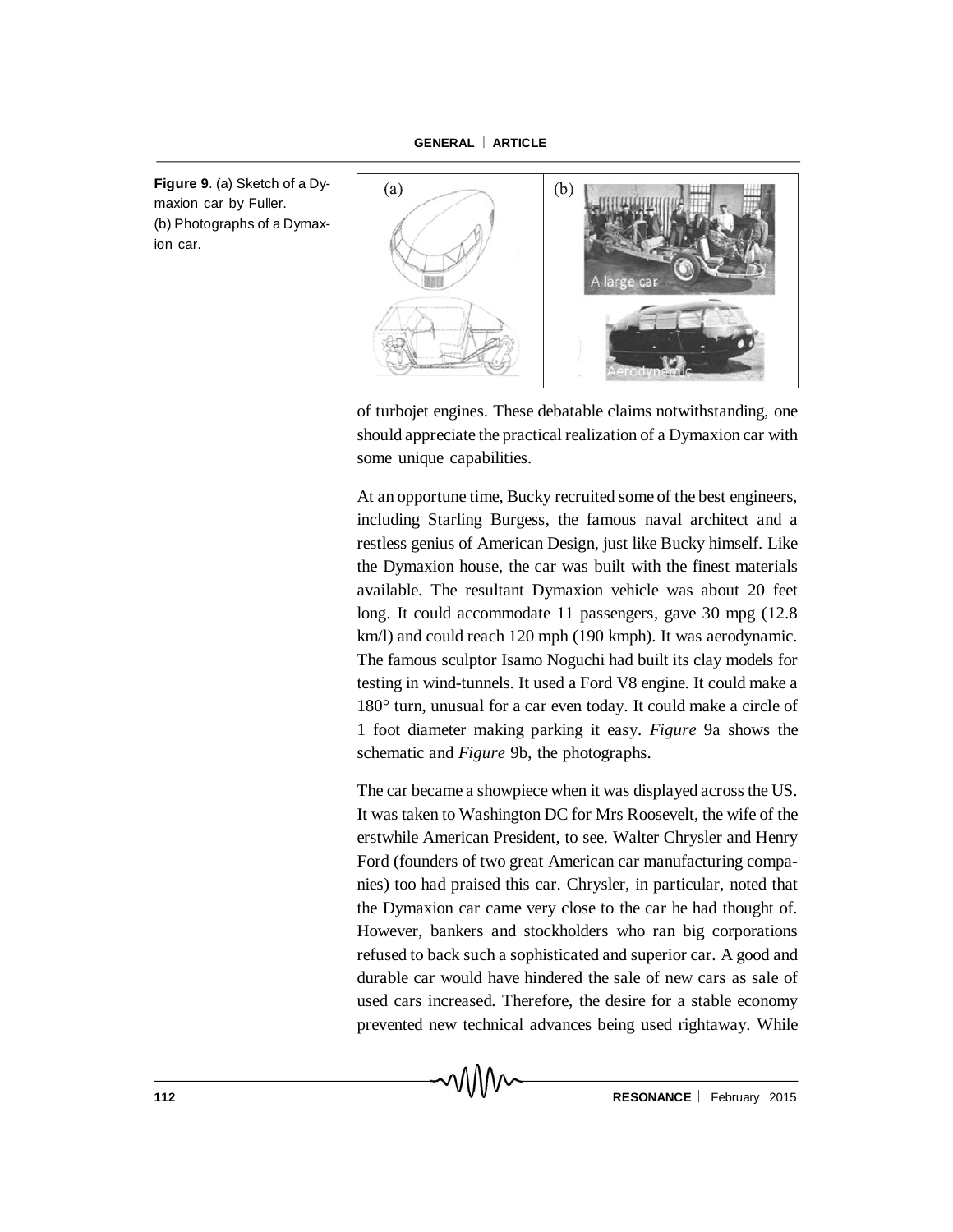**Figure 9**. (a) Sketch of a Dymaxion car by Fuller. (b) Photographs of a Dymaxion car.

of turbojet engines. These debatable claims notwithstanding, one should appreciate the practical realization of a Dymaxion car with some unique capabilities.

At an opportune time, Bucky recruited some of the best engineers, including Starling Burgess, the famous naval architect and a restless genius of American Design, just like Bucky himself. Like the Dymaxion house, the car was built with the finest materials available. The resultant Dymaxion vehicle was about 20 feet long. It could accommodate 11 passengers, gave 30 mpg (12.8 km/l) and could reach 120 mph (190 kmph). It was aerodynamic. The famous sculptor Isamo Noguchi had built its clay models for testing in wind-tunnels. It used a Ford V8 engine. It could make a 180° turn, unusual for a car even today. It could make a circle of 1 foot diameter making parking it easy. *Figure* 9a shows the schematic and *Figure* 9b, the photographs.

The car became a showpiece when it was displayed across the US. It was taken to Washington DC for Mrs Roosevelt, the wife of the erstwhile American President, to see. Walter Chrysler and Henry Ford (founders of two great American car manufacturing companies) too had praised this car. Chrysler, in particular, noted that the Dymaxion car came very close to the car he had thought of. However, bankers and stockholders who ran big corporations refused to back such a sophisticated and superior car. A good and durable car would have hindered the sale of new cars as sale of used cars increased. Therefore, the desire for a stable economy prevented new technical advances being used rightaway. While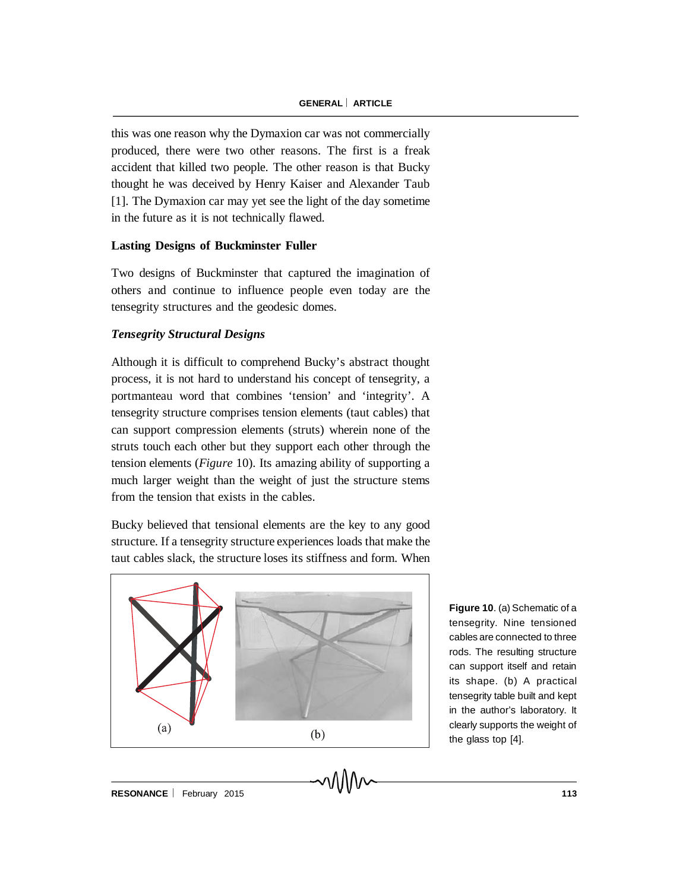this was one reason why the Dymaxion car was not commercially produced, there were two other reasons. The first is a freak accident that killed two people. The other reason is that Bucky thought he was deceived by Henry Kaiser and Alexander Taub [1]. The Dymaxion car may yet see the light of the day sometime in the future as it is not technically flawed.

## Lasting Designs of Buckminster Fuller

Two designs of Buckminster that captured the imagination of others and continue to influence people even today are the tensegrity structures and the geodesic domes.

### *Tensegrity Structural Designs*

Although it is difficult to comprehend Bucky's abstract thought process, it is not hard to understand his concept of tensegrity, a portmanteau word that combines 'tension' and 'integrity'. A tensegrity structure comprises tension elements (taut cables) that can support compression elements (struts) wherein none of the struts touch each other but they support each other through the tension elements (*Figure* 10). Its amazing ability of supporting a much larger weight than the weight of just the structure stems from the tension that exists in the cables.

Bucky believed that tensional elements are the key to any good structure. If a tensegrity structure experiences loads that make the taut cables slack, the structure loses its stiffness and form. When

(a)

(b)

**Figure 10**. (a) Schematic of a tensegrity. Nine tensioned cables are connected to three rods. The resulting structure can support itself and retain its shape. (b) A practical tensegrity table built and kept in the author's laboratory. It clearly supports the weight of the glass top [4].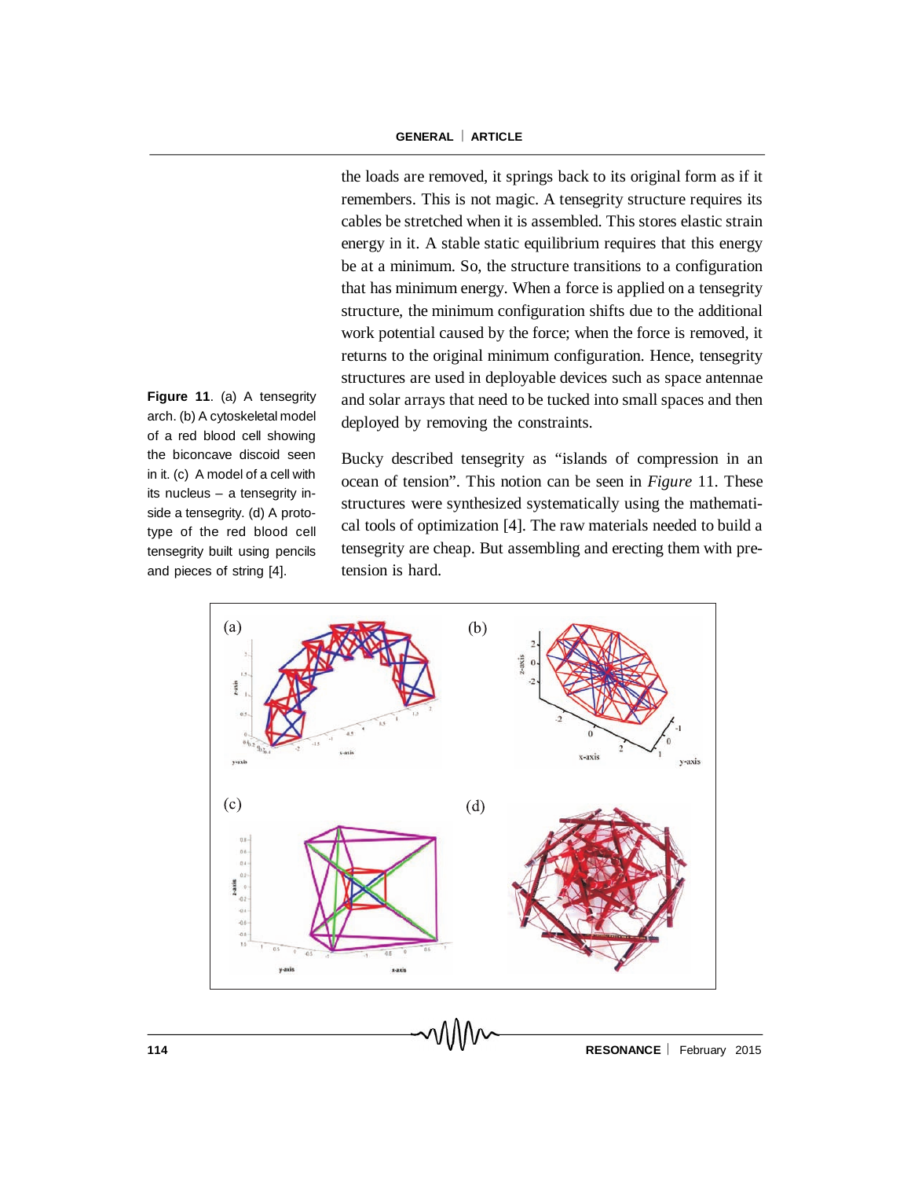the loads are removed, it springs back to its original form as if it remembers. This is not magic. A tensegrity structure requires its cables be stretched when it is assembled. This stores elastic strain energy in it. A stable static equilibrium requires that this energy be at a minimum. So, the structure transitions to a configuration that has minimum energy. When a force is applied on a tensegrity structure, the minimum configuration shifts due to the additional work potential caused by the force; when the force is removed, it returns to the original minimum configuration. Hence, tensegrity structures are used in deployable devices such as space antennae and solar arrays that need to be tucked into small spaces and then deployed by removing the constraints.

Bucky described tensegrity as "islands of compression in an ocean of tension". This notion can be seen in *Figure* 11. These structures were synthesized systematically using the mathematical tools of optimization [4]. The raw materials needed to build a tensegrity are cheap. But assembling and erecting them with pretension is hard.

**Figure 11**. (a) A tensegrity arch. (b) A cytoskeletal model of a red blood cell showing the biconcave discoid seen in it. (c) A model of a cell with its nucleus – a tensegrity inside a tensegrity. (d) A prototype of the red blood cell tensegrity built using pencils and pieces of string [4].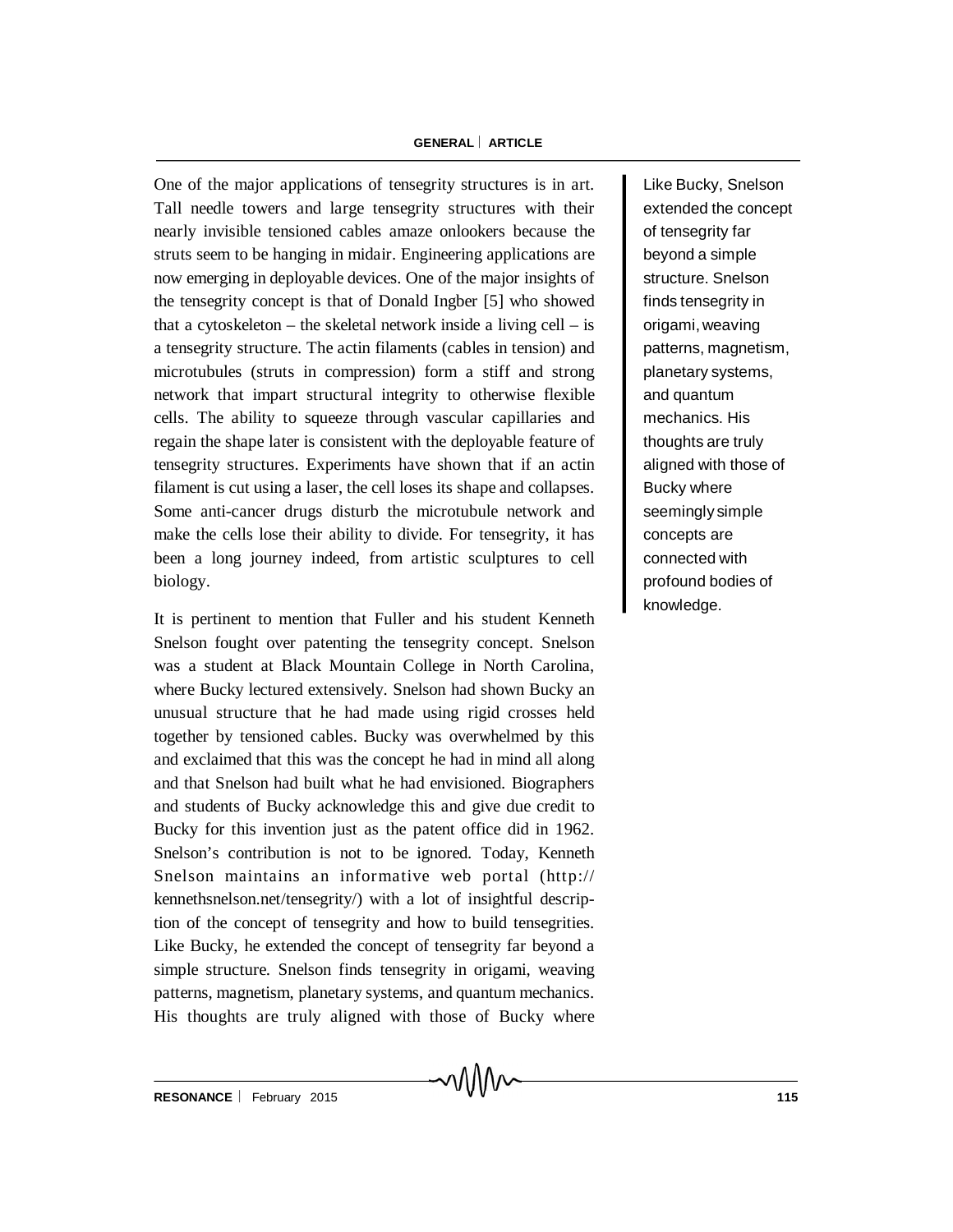One of the major applications of tensegrity structures is in art. Tall needle towers and large tensegrity structures with their nearly invisible tensioned cables amaze onlookers because the struts seem to be hanging in midair. Engineering applications are now emerging in deployable devices. One of the major insights of the tensegrity concept is that of Donald Ingber [5] who showed that a cytoskeleton – the skeletal network inside a living cell – is a tensegrity structure. The actin filaments (cables in tension) and microtubules (struts in compression) form a stiff and strong network that impart structural integrity to otherwise flexible cells. The ability to squeeze through vascular capillaries and regain the shape later is consistent with the deployable feature of tensegrity structures. Experiments have shown that if an actin filament is cut using a laser, the cell loses its shape and collapses. Some anti-cancer drugs disturb the microtubule network and make the cells lose their ability to divide. For tensegrity, it has been a long journey indeed, from artistic sculptures to cell biology.

It is pertinent to mention that Fuller and his student Kenneth Snelson fought over patenting the tensegrity concept. Snelson was a student at Black Mountain College in North Carolina, where Bucky lectured extensively. Snelson had shown Bucky an unusual structure that he had made using rigid crosses held together by tensioned cables. Bucky was overwhelmed by this and exclaimed that this was the concept he had in mind all along and that Snelson had built what he had envisioned. Biographers and students of Bucky acknowledge this and give due credit to Bucky for this invention just as the patent office did in 1962. Snelson's contribution is not to be ignored. Today, Kenneth Snelson maintains an informative web portal (http://kennethsnelson.net/tensegrity/) with a lot of insightful description of the concept of tensegrity and how to build tensegrities. Like Bucky, he extended the concept of tensegrity far beyond a simple structure. Snelson finds tensegrity in origami, weaving patterns, magnetism, planetary systems, and quantum mechanics. His thoughts are truly aligned with those of Bucky where

> Like Bucky, Snelson extended the concept of tensegrity far beyond a simple structure. Snelson finds tensegrity in origami, weaving patterns, magnetism, planetary systems, and quantum mechanics. His thoughts are truly aligned with those of Bucky where seemingly simple concepts are connected with profound bodies of knowledge.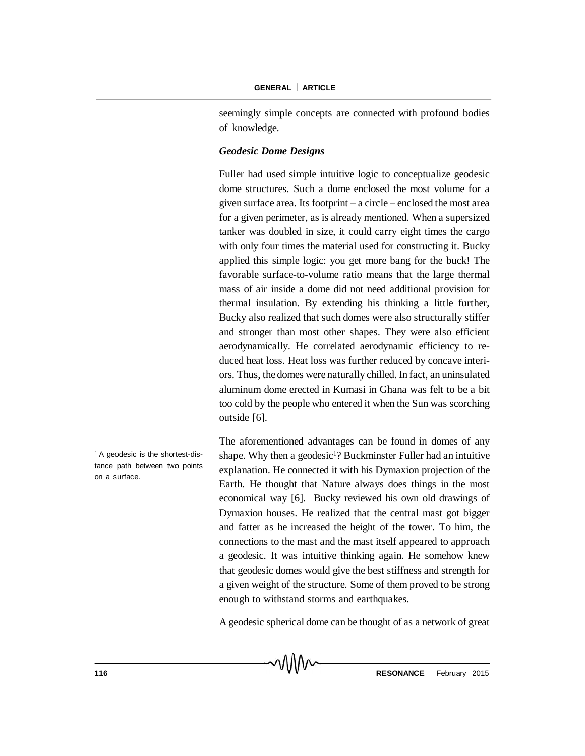seemingly simple concepts are connected with profound bodies of knowledge.

### *Geodesic Dome Designs*

Fuller had used simple intuitive logic to conceptualize geodesic dome structures. Such a dome enclosed the most volume for a given surface area. Its footprint – a circle – enclosed the most area for a given perimeter, as is already mentioned. When a supersized tanker was doubled in size, it could carry eight times the cargo with only four times the material used for constructing it. Bucky applied this simple logic: you get more bang for the buck! The favorable surface-to-volume ratio means that the large thermal mass of air inside a dome did not need additional provision for thermal insulation. By extending his thinking a little further, Bucky also realized that such domes were also structurally stiffer and stronger than most other shapes. They were also efficient aerodynamically. He correlated aerodynamic efficiency to reduced heat loss. Heat loss was further reduced by concave interiors. Thus, the domes were naturally chilled. In fact, an uninsulated aluminum dome erected in Kumasi in Ghana was felt to be a bit too cold by the people who entered it when the Sun was scorching outside [6].

The aforementioned advantages can be found in domes of any shape. Why then a geodesic[1]? Buckminster Fuller had an intuitive explanation. He connected it with his Dymaxion projection of the Earth. He thought that Nature always does things in the most economical way [6]. Bucky reviewed his own old drawings of Dymaxion houses. He realized that the central mast got bigger and fatter as he increased the height of the tower. To him, the connections to the mast and the mast itself appeared to approach a geodesic. It was intuitive thinking again. He somehow knew that geodesic domes would give the best stiffness and strength for a given weight of the structure. Some of them proved to be strong enough to withstand storms and earthquakes.

[1] A geodesic is the shortest-distance path between two points on a surface.

A geodesic spherical dome can be thought of as a network of great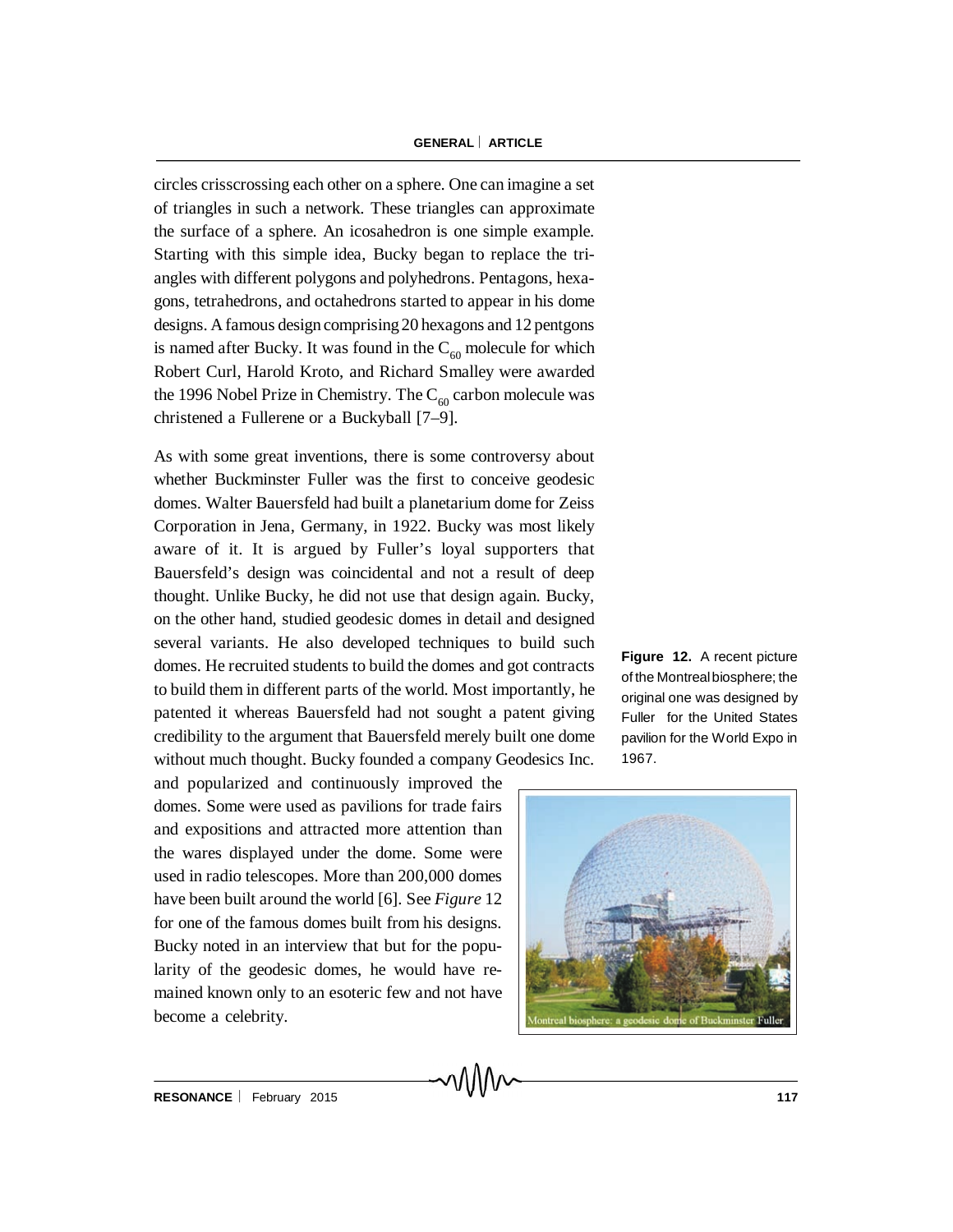circles crisscrossing each other on a sphere. One can imagine a set of triangles in such a network. These triangles can approximate the surface of a sphere. An icosahedron is one simple example. Starting with this simple idea, Bucky began to replace the triangles with different polygons and polyhedrons. Pentagons, hexagons, tetrahedrons, and octahedrons started to appear in his dome designs. A famous design comprising 20 hexagons and 12 pentgons is named after Bucky. It was found in the $C_{60}$ molecule for which Robert Curl, Harold Kroto, and Richard Smalley were awarded the 1996 Nobel Prize in Chemistry. The $C_{60}$ carbon molecule was christened a Fullerene or a Buckyball [7–9].

As with some great inventions, there is some controversy about whether Buckminster Fuller was the first to conceive geodesic domes. Walter Bauersfeld had built a planetarium dome for Zeiss Corporation in Jena, Germany, in 1922. Bucky was most likely aware of it. It is argued by Fuller's loyal supporters that Bauersfeld's design was coincidental and not a result of deep thought. Unlike Bucky, he did not use that design again. Bucky, on the other hand, studied geodesic domes in detail and designed several variants. He also developed techniques to build such domes. He recruited students to build the domes and got contracts to build them in different parts of the world. Most importantly, he patented it whereas Bauersfeld had not sought a patent giving credibility to the argument that Bauersfeld merely built one dome without much thought. Bucky founded a company Geodesics Inc. and popularized and continuously improved the domes. Some were used as pavilions for trade fairs and expositions and attracted more attention than the wares displayed under the dome. Some were used in radio telescopes. More than 200,000 domes have been built around the world [6]. See *Figure* 12 for one of the famous domes built from his designs. Bucky noted in an interview that but for the popularity of the geodesic domes, he would have remained known only to an esoteric few and not have become a celebrity.

**Figure 12.** A recent picture of the Montreal biosphere; the original one was designed by Fuller for the United States pavilion for the World Expo in 1967.

Montreal biosphere: a geodesic dome of Buckminster Fuller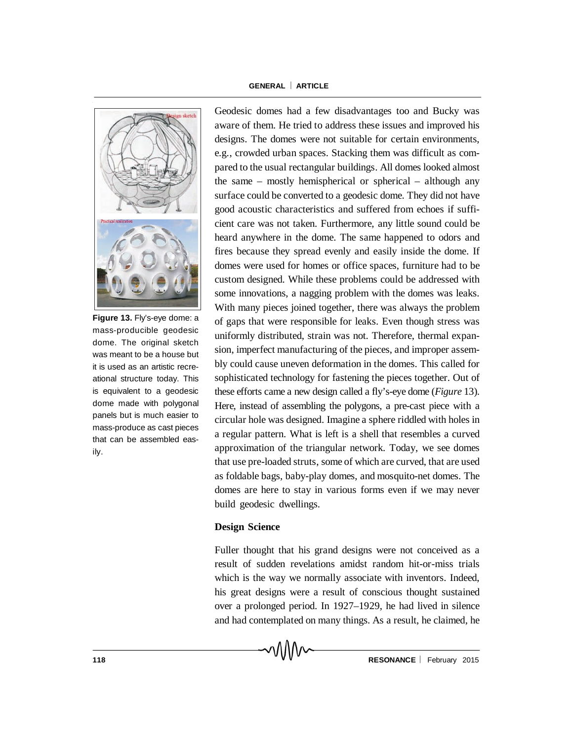Figure 13. Fly's-eye dome: a mass-producible geodesic dome. The original sketch was meant to be a house but it is used as an artistic recreational structure today. This is equivalent to a geodesic dome made with polygonal panels but is much easier to mass-produce as cast pieces that can be assembled easily.

Geodesic domes had a few disadvantages too and Bucky was aware of them. He tried to address these issues and improved his designs. The domes were not suitable for certain environments, e.g., crowded urban spaces. Stacking them was difficult as compared to the usual rectangular buildings. All domes looked almost the same – mostly hemispherical or spherical – although any surface could be converted to a geodesic dome. They did not have good acoustic characteristics and suffered from echoes if sufficient care was not taken. Furthermore, any little sound could be heard anywhere in the dome. The same happened to odors and fires because they spread evenly and easily inside the dome. If domes were used for homes or office spaces, furniture had to be custom designed. While these problems could be addressed with some innovations, a nagging problem with the domes was leaks. With many pieces joined together, there was always the problem of gaps that were responsible for leaks. Even though stress was uniformly distributed, strain was not. Therefore, thermal expansion, imperfect manufacturing of the pieces, and improper assembly could cause uneven deformation in the domes. This called for sophisticated technology for fastening the pieces together. Out of these efforts came a new design called a fly's-eye dome (*Figure* 13). Here, instead of assembling the polygons, a pre-cast piece with a circular hole was designed. Imagine a sphere riddled with holes in a regular pattern. What is left is a shell that resembles a curved approximation of the triangular network. Today, we see domes that use pre-loaded struts, some of which are curved, that are used as foldable bags, baby-play domes, and mosquito-net domes. The domes are here to stay in various forms even if we may never build geodesic dwellings.

## Design Science

Fuller thought that his grand designs were not conceived as a result of sudden revelations amidst random hit-or-miss trials which is the way we normally associate with inventors. Indeed, his great designs were a result of conscious thought sustained over a prolonged period. In 1927–1929, he had lived in silence and had contemplated on many things. As a result, he claimed, he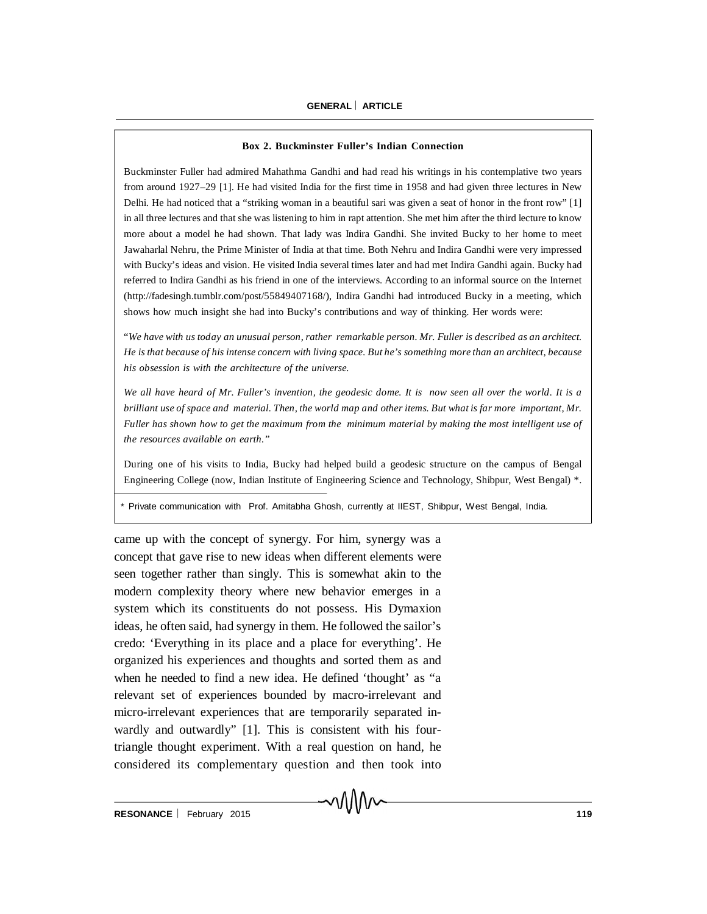**Box 2. Buckminster Fuller's Indian Connection**

Buckminster Fuller had admired Mahathma Gandhi and had read his writings in his contemplative two years from around 1927–29 [1]. He had visited India for the first time in 1958 and had given three lectures in New Delhi. He had noticed that a "striking woman in a beautiful sari was given a seat of honor in the front row" [1] in all three lectures and that she was listening to him in rapt attention. She met him after the third lecture to know more about a model he had shown. That lady was Indira Gandhi. She invited Bucky to her home to meet Jawaharlal Nehru, the Prime Minister of India at that time. Both Nehru and Indira Gandhi were very impressed with Bucky's ideas and vision. He visited India several times later and had met Indira Gandhi again. Bucky had referred to Indira Gandhi as his friend in one of the interviews. According to an informal source on the Internet (http://fadesingh.tumblr.com/post/55849407168/), Indira Gandhi had introduced Bucky in a meeting, which shows how much insight she had into Bucky's contributions and way of thinking. Her words were:

"*We have with us today an unusual person, rather remarkable person. Mr. Fuller is described as an architect. He is that because of his intense concern with living space. But he's something more than an architect, because his obsession is with the architecture of the universe.*

*We all have heard of Mr. Fuller's invention, the geodesic dome. It is now seen all over the world. It is a brilliant use of space and material. Then, the world map and other items. But what is far more important, Mr. Fuller has shown how to get the maximum from the minimum material by making the most intelligent use of the resources available on earth.*"

During one of his visits to India, Bucky had helped build a geodesic structure on the campus of Bengal Engineering College (now, Indian Institute of Engineering Science and Technology, Shibpur, West Bengal) *.

\* Private communication with Prof. Amitabha Ghosh, currently at IIEST, Shibpur, West Bengal, India.

came up with the concept of synergy. For him, synergy was a concept that gave rise to new ideas when different elements were seen together rather than singly. This is somewhat akin to the modern complexity theory where new behavior emerges in a system which its constituents do not possess. His Dymaxion ideas, he often said, had synergy in them. He followed the sailor's credo: 'Everything in its place and a place for everything'. He organized his experiences and thoughts and sorted them as and when he needed to find a new idea. He defined 'thought' as "a relevant set of experiences bounded by macro-irrelevant and micro-irrelevant experiences that are temporarily separated inwardly and outwardly" [1]. This is consistent with his four-triangle thought experiment. With a real question on hand, he considered its complementary question and then took into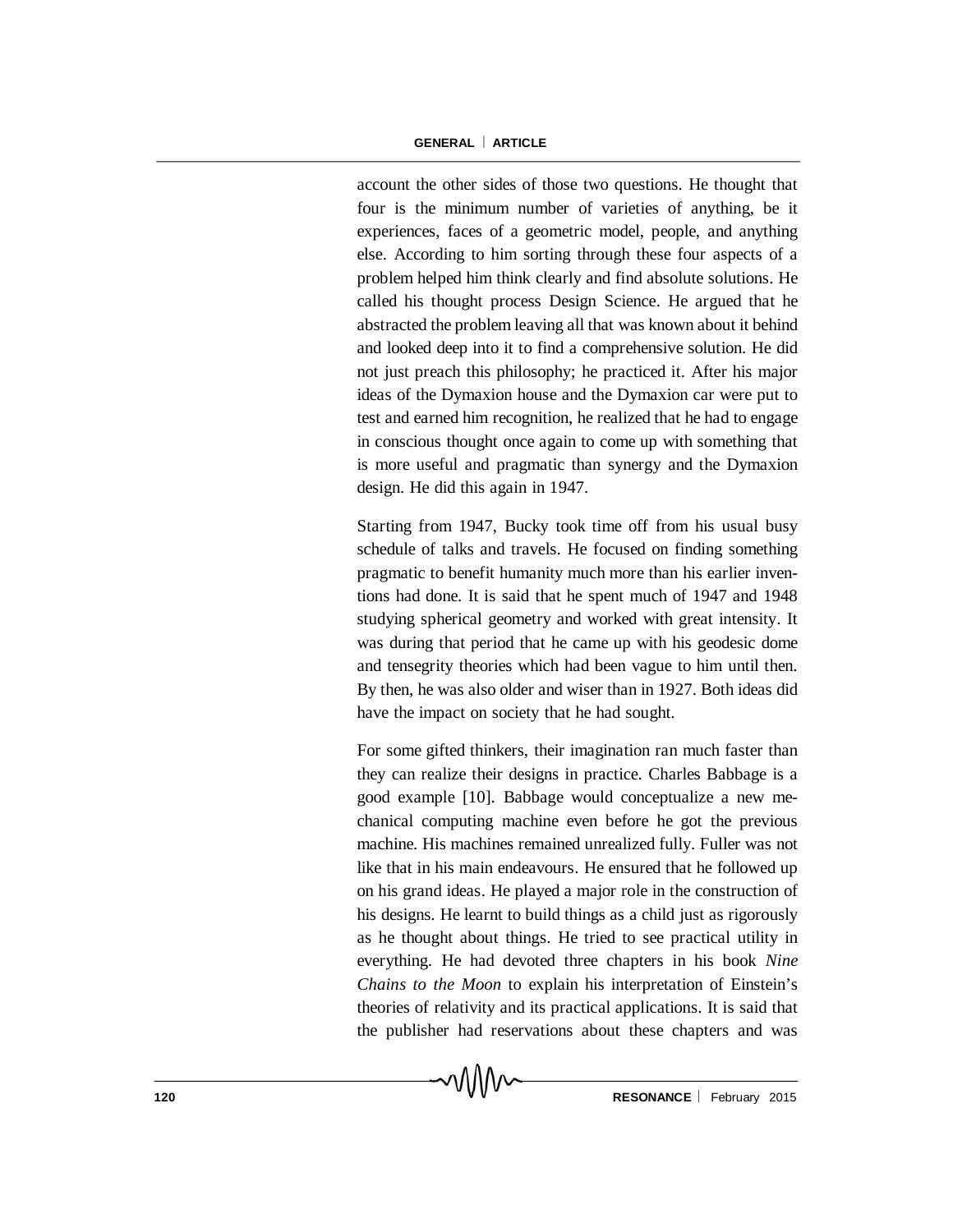account the other sides of those two questions. He thought that four is the minimum number of varieties of anything, be it experiences, faces of a geometric model, people, and anything else. According to him sorting through these four aspects of a problem helped him think clearly and find absolute solutions. He called his thought process Design Science. He argued that he abstracted the problem leaving all that was known about it behind and looked deep into it to find a comprehensive solution. He did not just preach this philosophy; he practiced it. After his major ideas of the Dymaxion house and the Dymaxion car were put to test and earned him recognition, he realized that he had to engage in conscious thought once again to come up with something that is more useful and pragmatic than synergy and the Dymaxion design. He did this again in 1947.

Starting from 1947, Bucky took time off from his usual busy schedule of talks and travels. He focused on finding something pragmatic to benefit humanity much more than his earlier inventions had done. It is said that he spent much of 1947 and 1948 studying spherical geometry and worked with great intensity. It was during that period that he came up with his geodesic dome and tensegrity theories which had been vague to him until then. By then, he was also older and wiser than in 1927. Both ideas did have the impact on society that he had sought.

For some gifted thinkers, their imagination ran much faster than they can realize their designs in practice. Charles Babbage is a good example [10]. Babbage would conceptualize a new mechanical computing machine even before he got the previous machine. His machines remained unrealized fully. Fuller was not like that in his main endeavours. He ensured that he followed up on his grand ideas. He played a major role in the construction of his designs. He learnt to build things as a child just as rigorously as he thought about things. He tried to see practical utility in everything. He had devoted three chapters in his book *Nine Chains to the Moon* to explain his interpretation of Einstein's theories of relativity and its practical applications. It is said that the publisher had reservations about these chapters and was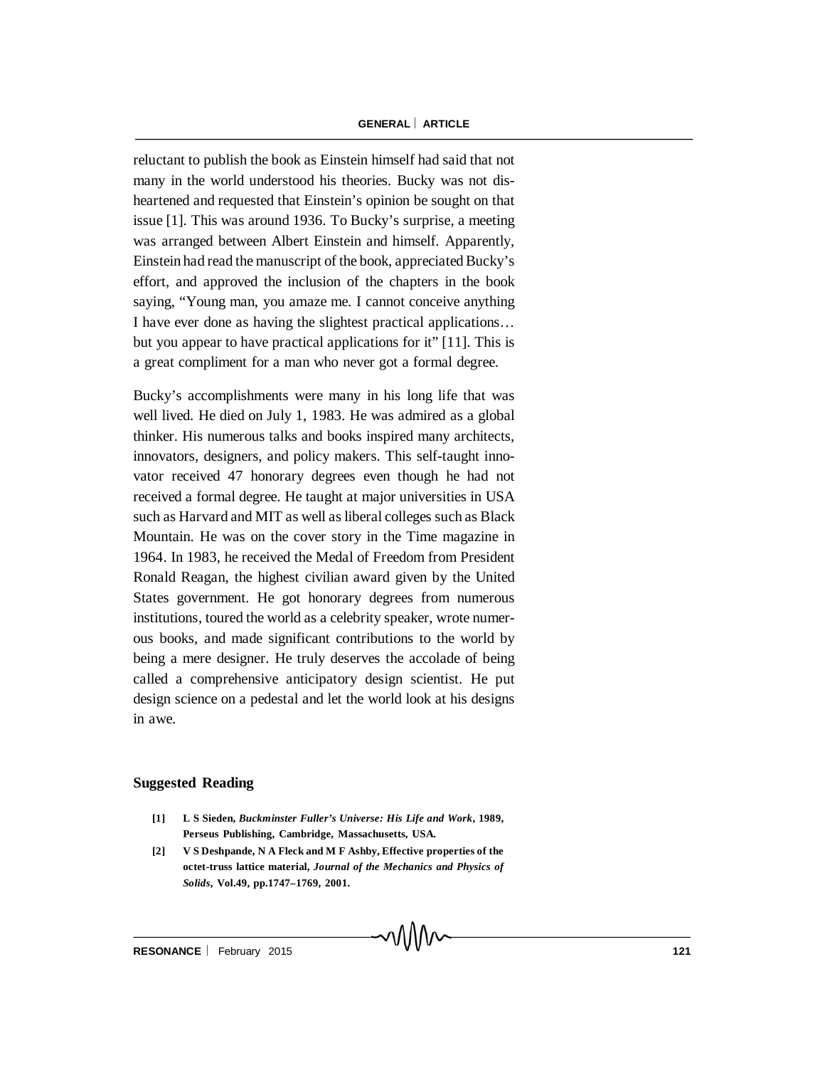reluctant to publish the book as Einstein himself had said that not many in the world understood his theories. Bucky was not disheartened and requested that Einstein's opinion be sought on that issue [1]. This was around 1936. To Bucky's surprise, a meeting was arranged between Albert Einstein and himself. Apparently, Einstein had read the manuscript of the book, appreciated Bucky's effort, and approved the inclusion of the chapters in the book saying, "Young man, you amaze me. I cannot conceive anything I have ever done as having the slightest practical applications… but you appear to have practical applications for it" [11]. This is a great compliment for a man who never got a formal degree.

Bucky's accomplishments were many in his long life that was well lived. He died on July 1, 1983. He was admired as a global thinker. His numerous talks and books inspired many architects, innovators, designers, and policy makers. This self-taught innovator received 47 honorary degrees even though he had not received a formal degree. He taught at major universities in USA such as Harvard and MIT as well as liberal colleges such as Black Mountain. He was on the cover story in the Time magazine in 1964. In 1983, he received the Medal of Freedom from President Ronald Reagan, the highest civilian award given by the United States government. He got honorary degrees from numerous institutions, toured the world as a celebrity speaker, wrote numerous books, and made significant contributions to the world by being a mere designer. He truly deserves the accolade of being called a comprehensive anticipatory design scientist. He put design science on a pedestal and let the world look at his designs in awe.

## Suggested Reading

**[1] L S Sieden, *Buckminster Fuller's Universe: His Life and Work*, 1989, Perseus Publishing, Cambridge, Massachusetts, USA.**

**[2] V S Deshpande, N A Fleck and M F Ashby, Effective properties of the octet-truss lattice material, *Journal of the Mechanics and Physics of Solids*, Vol.49, pp.1747–1769, 2001.**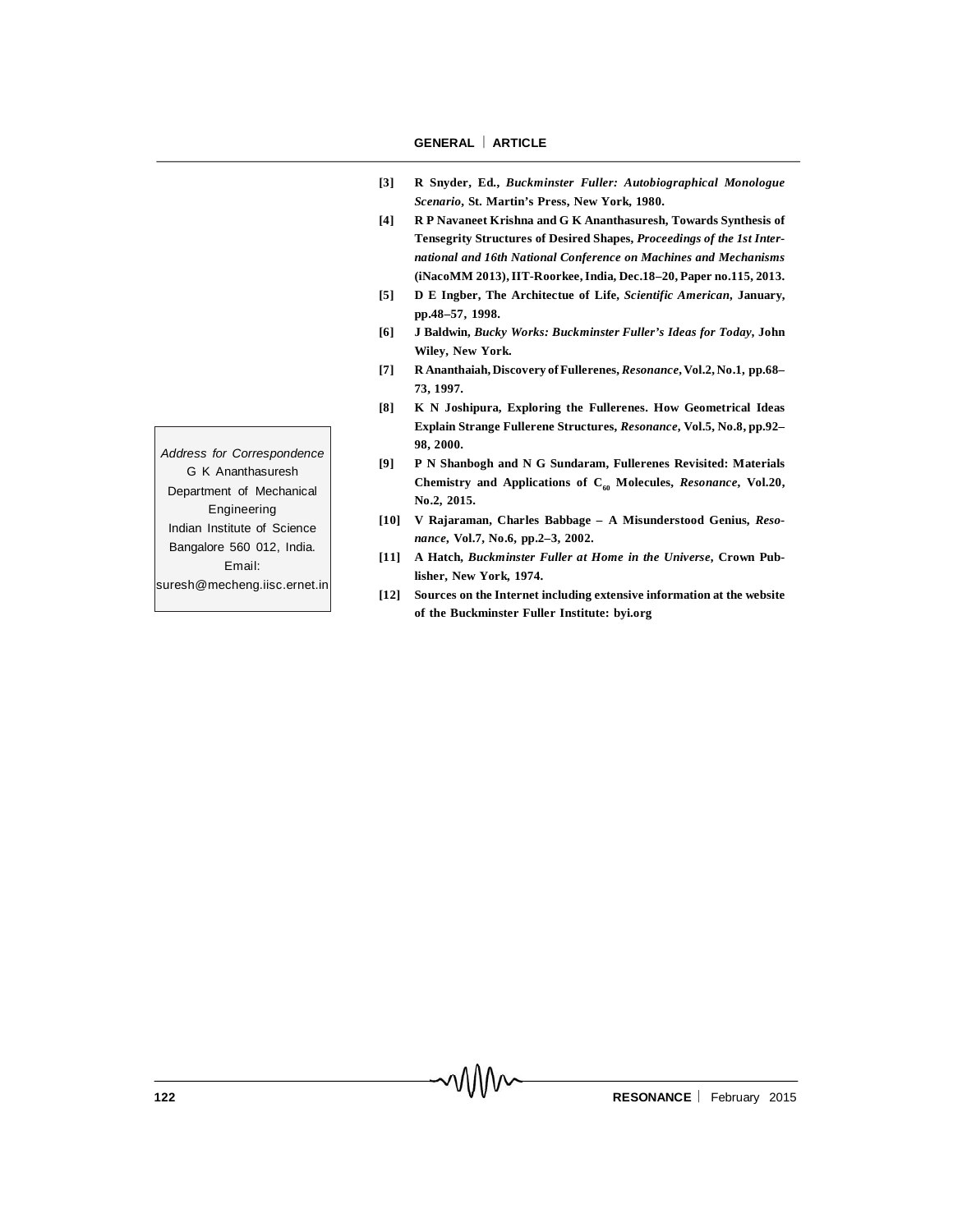[3] R Snyder, Ed., *Buckminster Fuller: Autobiographical Monologue Scenario*, St. Martin's Press, New York, 1980.

[4] R P Navaneet Krishna and G K Ananthasuresh, Towards Synthesis of Tensegrity Structures of Desired Shapes, *Proceedings of the 1st International and 16th National Conference on Machines and Mechanisms* (iNacoMM 2013), IIT-Roorkee, India, Dec.18–20, Paper no.115, 2013.

[5] D E Ingber, The Architectue of Life, *Scientific American*, January, pp.48–57, 1998.

[6] J Baldwin, *Bucky Works: Buckminster Fuller's Ideas for Today*, John Wiley, New York.

[7] R Ananthaiah, Discovery of Fullerenes, *Resonance*, Vol.2, No.1, pp.68–73, 1997.

[8] K N Joshipura, Exploring the Fullerenes. How Geometrical Ideas Explain Strange Fullerene Structures, *Resonance*, Vol.5, No.8, pp.92–98, 2000.

[9] P N Shanbogh and N G Sundaram, Fullerenes Revisited: Materials Chemistry and Applications of $C_{60}$ Molecules, *Resonance*, Vol.20, No.2, 2015.

[10] V Rajaraman, Charles Babbage – A Misunderstood Genius, *Resonance*, Vol.7, No.6, pp.2–3, 2002.

[11] A Hatch, *Buckminster Fuller at Home in the Universe*, Crown Publisher, New York, 1974.

[12] Sources on the Internet including extensive information at the website of the Buckminster Fuller Institute: byi.org

*Address for Correspondence*
G K Ananthasuresh
Department of Mechanical Engineering
Indian Institute of Science
Bangalore 560 012, India.
Email:
suresh@mecheng.iisc.ernet.in